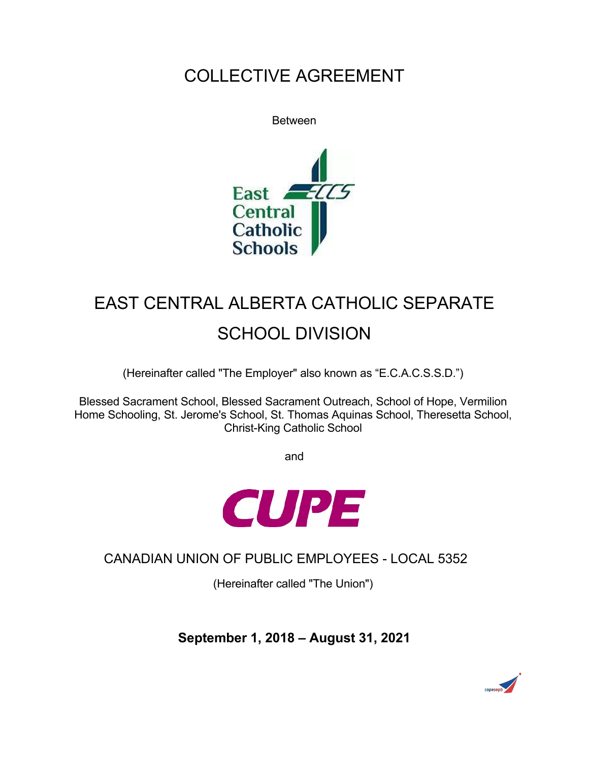# COLLECTIVE AGREEMENT

Between

## EAST CENTRAL ALBERTA CATHOLIC SEPARATE SCHOOL DIVISION

(Hereinafter called "The Employer" also known as "E.C.A.C.S.S.D.")

Blessed Sacrament School, Blessed Sacrament Outreach, School of Hope, Vermilion Home Schooling, St. Jerome's School, St. Thomas Aquinas School, Theresetta School, Christ-King Catholic School

and

## CANADIAN UNION OF PUBLIC EMPLOYEES - LOCAL 5352

(Hereinafter called "The Union")

**September 1, 2018 – August 31, 2021**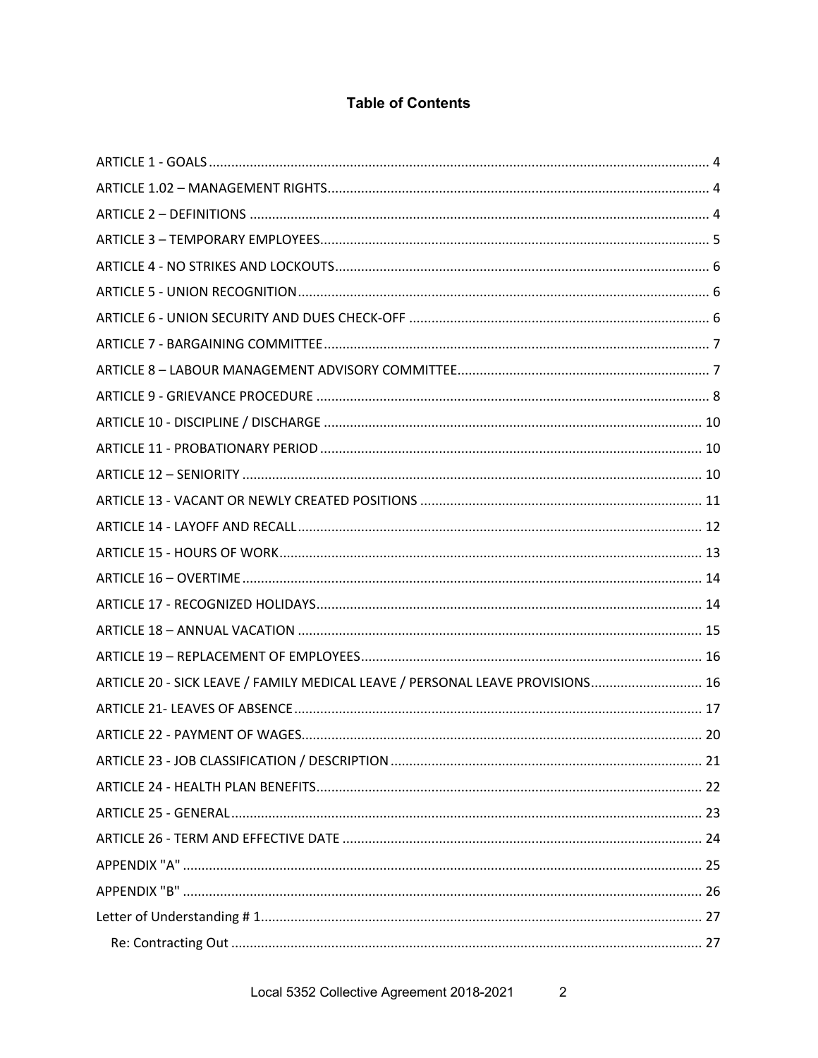# Table of Contents

ARTICLE 1 - GOALS ........................................................................................................................ 4
ARTICLE 1.02 – MANAGEMENT RIGHTS....................................................................................... 4
ARTICLE 2 – DEFINITIONS ............................................................................................................ 4
ARTICLE 3 – TEMPORARY EMPLOYEES........................................................................................ 5
ARTICLE 4 - NO STRIKES AND LOCKOUTS.................................................................................... 6
ARTICLE 5 - UNION RECOGNITION.............................................................................................. 6
ARTICLE 6 - UNION SECURITY AND DUES CHECK-OFF ................................................................ 6
ARTICLE 7 - BARGAINING COMMITTEE....................................................................................... 7
ARTICLE 8 – LABOUR MANAGEMENT ADVISORY COMMITTEE.................................................... 7
ARTICLE 9 - GRIEVANCE PROCEDURE .......................................................................................... 8
ARTICLE 10 - DISCIPLINE / DISCHARGE ...................................................................................... 10
ARTICLE 11 - PROBATIONARY PERIOD ....................................................................................... 10
ARTICLE 12 – SENIORITY ............................................................................................................ 10
ARTICLE 13 - VACANT OR NEWLY CREATED POSITIONS ............................................................ 11
ARTICLE 14 - LAYOFF AND RECALL............................................................................................. 12
ARTICLE 15 - HOURS OF WORK.................................................................................................. 13
ARTICLE 16 – OVERTIME ............................................................................................................ 14
ARTICLE 17 - RECOGNIZED HOLIDAYS........................................................................................ 14
ARTICLE 18 – ANNUAL VACATION ............................................................................................. 15
ARTICLE 19 – REPLACEMENT OF EMPLOYEES............................................................................ 16
ARTICLE 20 - SICK LEAVE / FAMILY MEDICAL LEAVE / PERSONAL LEAVE PROVISIONS.............................. 16
ARTICLE 21- LEAVES OF ABSENCE.............................................................................................. 17
ARTICLE 22 - PAYMENT OF WAGES............................................................................................ 20
ARTICLE 23 - JOB CLASSIFICATION / DESCRIPTION .................................................................... 21
ARTICLE 24 - HEALTH PLAN BENEFITS........................................................................................ 22
ARTICLE 25 - GENERAL............................................................................................................... 23
ARTICLE 26 - TERM AND EFFECTIVE DATE ................................................................................. 24
APPENDIX "A" ............................................................................................................................ 25
APPENDIX "B" ............................................................................................................................ 26
Letter of Understanding # 1....................................................................................................... 27
Re: Contracting Out .................................................................................................................. 27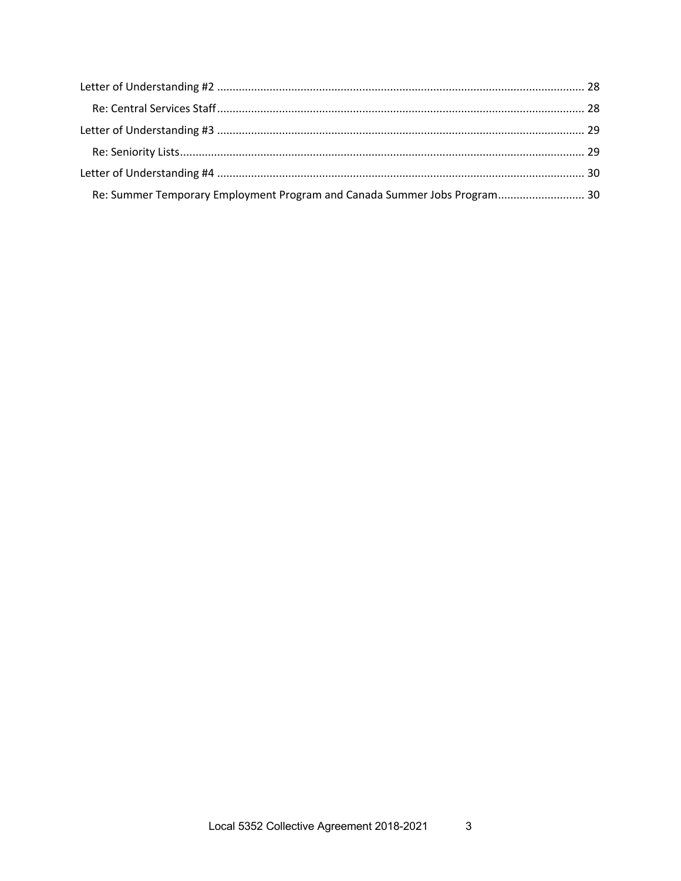Letter of Understanding #2 ..................................................................................................................... 28

Re: Central Services Staff ..................................................................................................................... 28

Letter of Understanding #3 ..................................................................................................................... 29

Re: Seniority Lists ..................................................................................................................... 29

Letter of Understanding #4 ..................................................................................................................... 30

Re: Summer Temporary Employment Program and Canada Summer Jobs Program ........................... 30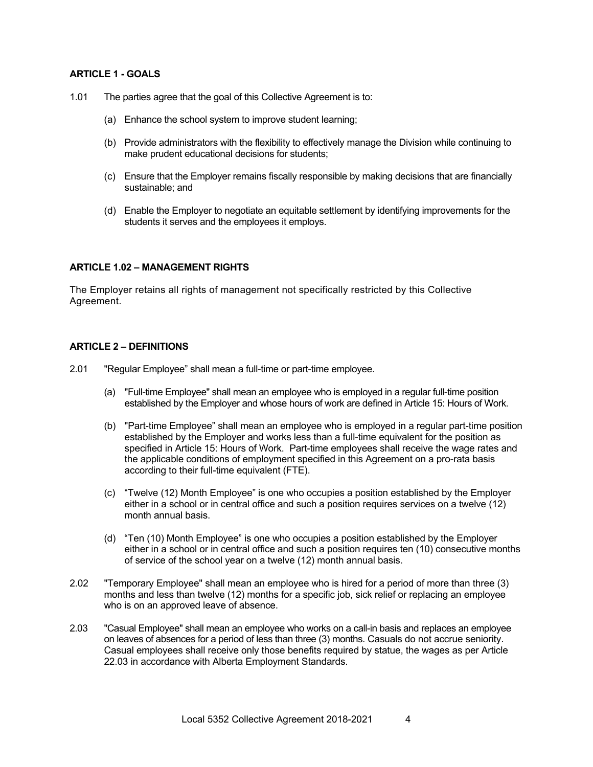**ARTICLE 1 - GOALS**

1.01 The parties agree that the goal of this Collective Agreement is to:

(a) Enhance the school system to improve student learning;

(b) Provide administrators with the flexibility to effectively manage the Division while continuing to make prudent educational decisions for students;

(c) Ensure that the Employer remains fiscally responsible by making decisions that are financially sustainable; and

(d) Enable the Employer to negotiate an equitable settlement by identifying improvements for the students it serves and the employees it employs.

**ARTICLE 1.02 – MANAGEMENT RIGHTS**

The Employer retains all rights of management not specifically restricted by this Collective Agreement.

**ARTICLE 2 – DEFINITIONS**

2.01 "Regular Employee" shall mean a full-time or part-time employee.

(a) "Full-time Employee" shall mean an employee who is employed in a regular full-time position established by the Employer and whose hours of work are defined in Article 15: Hours of Work.

(b) "Part-time Employee" shall mean an employee who is employed in a regular part-time position established by the Employer and works less than a full-time equivalent for the position as specified in Article 15: Hours of Work. Part-time employees shall receive the wage rates and the applicable conditions of employment specified in this Agreement on a pro-rata basis according to their full-time equivalent (FTE).

(c) "Twelve (12) Month Employee" is one who occupies a position established by the Employer either in a school or in central office and such a position requires services on a twelve (12) month annual basis.

(d) "Ten (10) Month Employee" is one who occupies a position established by the Employer either in a school or in central office and such a position requires ten (10) consecutive months of service of the school year on a twelve (12) month annual basis.

2.02 "Temporary Employee" shall mean an employee who is hired for a period of more than three (3) months and less than twelve (12) months for a specific job, sick relief or replacing an employee who is on an approved leave of absence.

2.03 "Casual Employee" shall mean an employee who works on a call-in basis and replaces an employee on leaves of absences for a period of less than three (3) months. Casuals do not accrue seniority. Casual employees shall receive only those benefits required by statue, the wages as per Article 22.03 in accordance with Alberta Employment Standards.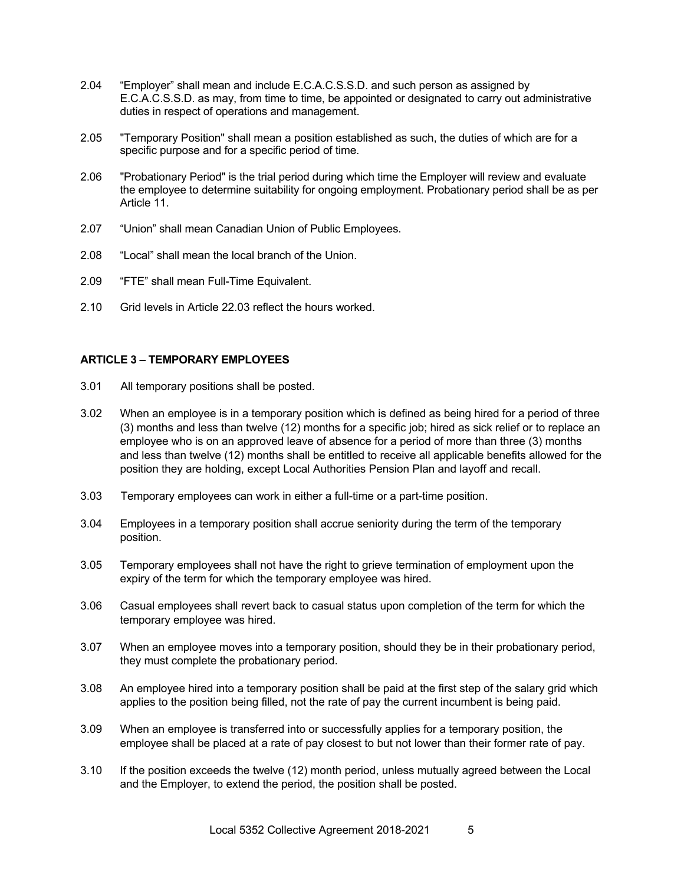2.04 "Employer" shall mean and include E.C.A.C.S.S.D. and such person as assigned by E.C.A.C.S.S.D. as may, from time to time, be appointed or designated to carry out administrative duties in respect of operations and management.

2.05 "Temporary Position" shall mean a position established as such, the duties of which are for a specific purpose and for a specific period of time.

2.06 "Probationary Period" is the trial period during which time the Employer will review and evaluate the employee to determine suitability for ongoing employment. Probationary period shall be as per Article 11.

2.07 "Union" shall mean Canadian Union of Public Employees.

2.08 "Local" shall mean the local branch of the Union.

2.09 "FTE" shall mean Full-Time Equivalent.

2.10 Grid levels in Article 22.03 reflect the hours worked.

### ARTICLE 3 – TEMPORARY EMPLOYEES

3.01 All temporary positions shall be posted.

3.02 When an employee is in a temporary position which is defined as being hired for a period of three (3) months and less than twelve (12) months for a specific job; hired as sick relief or to replace an employee who is on an approved leave of absence for a period of more than three (3) months and less than twelve (12) months shall be entitled to receive all applicable benefits allowed for the position they are holding, except Local Authorities Pension Plan and layoff and recall.

3.03 Temporary employees can work in either a full-time or a part-time position.

3.04 Employees in a temporary position shall accrue seniority during the term of the temporary position.

3.05 Temporary employees shall not have the right to grieve termination of employment upon the expiry of the term for which the temporary employee was hired.

3.06 Casual employees shall revert back to casual status upon completion of the term for which the temporary employee was hired.

3.07 When an employee moves into a temporary position, should they be in their probationary period, they must complete the probationary period.

3.08 An employee hired into a temporary position shall be paid at the first step of the salary grid which applies to the position being filled, not the rate of pay the current incumbent is being paid.

3.09 When an employee is transferred into or successfully applies for a temporary position, the employee shall be placed at a rate of pay closest to but not lower than their former rate of pay.

3.10 If the position exceeds the twelve (12) month period, unless mutually agreed between the Local and the Employer, to extend the period, the position shall be posted.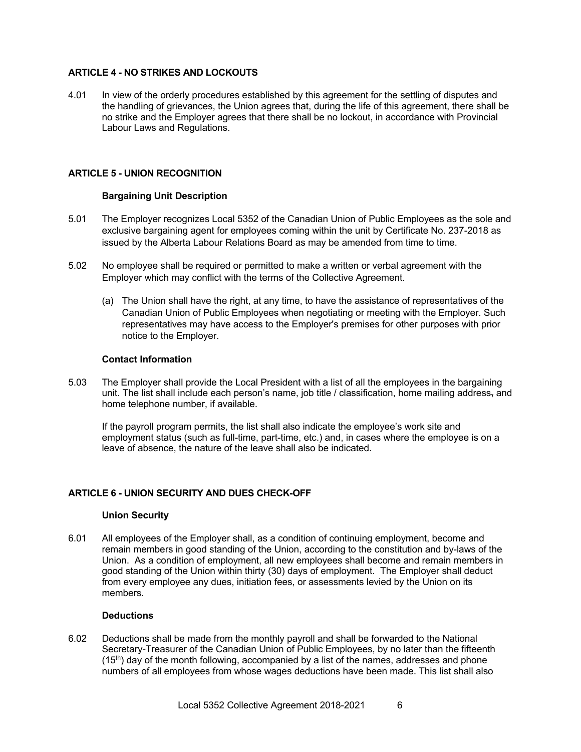## ARTICLE 4 - NO STRIKES AND LOCKOUTS

4.01 In view of the orderly procedures established by this agreement for the settling of disputes and the handling of grievances, the Union agrees that, during the life of this agreement, there shall be no strike and the Employer agrees that there shall be no lockout, in accordance with Provincial Labour Laws and Regulations.

## ARTICLE 5 - UNION RECOGNITION

### Bargaining Unit Description

5.01 The Employer recognizes Local 5352 of the Canadian Union of Public Employees as the sole and exclusive bargaining agent for employees coming within the unit by Certificate No. 237-2018 as issued by the Alberta Labour Relations Board as may be amended from time to time.

5.02 No employee shall be required or permitted to make a written or verbal agreement with the Employer which may conflict with the terms of the Collective Agreement.

(a) The Union shall have the right, at any time, to have the assistance of representatives of the Canadian Union of Public Employees when negotiating or meeting with the Employer. Such representatives may have access to the Employer's premises for other purposes with prior notice to the Employer.

### Contact Information

5.03 The Employer shall provide the Local President with a list of all the employees in the bargaining unit. The list shall include each person's name, job title / classification, home mailing address, and home telephone number, if available.

If the payroll program permits, the list shall also indicate the employee's work site and employment status (such as full-time, part-time, etc.) and, in cases where the employee is on a leave of absence, the nature of the leave shall also be indicated.

## ARTICLE 6 - UNION SECURITY AND DUES CHECK-OFF

### Union Security

6.01 All employees of the Employer shall, as a condition of continuing employment, become and remain members in good standing of the Union, according to the constitution and by-laws of the Union. As a condition of employment, all new employees shall become and remain members in good standing of the Union within thirty (30) days of employment. The Employer shall deduct from every employee any dues, initiation fees, or assessments levied by the Union on its members.

### Deductions

6.02 Deductions shall be made from the monthly payroll and shall be forwarded to the National Secretary-Treasurer of the Canadian Union of Public Employees, by no later than the fifteenth (15th) day of the month following, accompanied by a list of the names, addresses and phone numbers of all employees from whose wages deductions have been made. This list shall also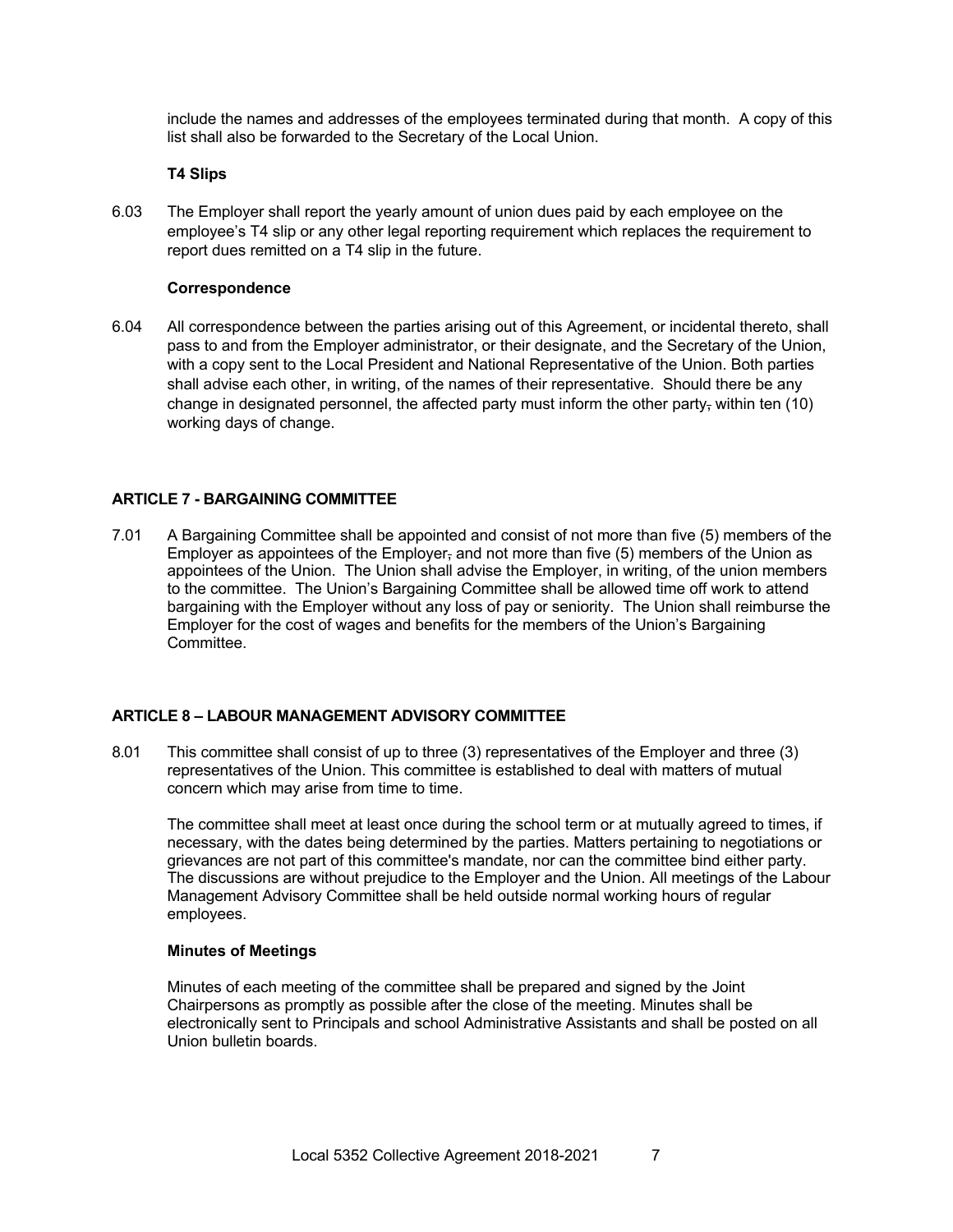include the names and addresses of the employees terminated during that month. A copy of this list shall also be forwarded to the Secretary of the Local Union.

**T4 Slips**

6.03 The Employer shall report the yearly amount of union dues paid by each employee on the employee's T4 slip or any other legal reporting requirement which replaces the requirement to report dues remitted on a T4 slip in the future.

**Correspondence**

6.04 All correspondence between the parties arising out of this Agreement, or incidental thereto, shall pass to and from the Employer administrator, or their designate, and the Secretary of the Union, with a copy sent to the Local President and National Representative of the Union. Both parties shall advise each other, in writing, of the names of their representative. Should there be any change in designated personnel, the affected party must inform the other party~~,~~ within ten (10) working days of change.

## ARTICLE 7 - BARGAINING COMMITTEE

7.01 A Bargaining Committee shall be appointed and consist of not more than five (5) members of the Employer as appointees of the Employer~~,~~ and not more than five (5) members of the Union as appointees of the Union. The Union shall advise the Employer, in writing, of the union members to the committee. The Union's Bargaining Committee shall be allowed time off work to attend bargaining with the Employer without any loss of pay or seniority. The Union shall reimburse the Employer for the cost of wages and benefits for the members of the Union's Bargaining Committee.

## ARTICLE 8 – LABOUR MANAGEMENT ADVISORY COMMITTEE

8.01 This committee shall consist of up to three (3) representatives of the Employer and three (3) representatives of the Union. This committee is established to deal with matters of mutual concern which may arise from time to time.

The committee shall meet at least once during the school term or at mutually agreed to times, if necessary, with the dates being determined by the parties. Matters pertaining to negotiations or grievances are not part of this committee's mandate, nor can the committee bind either party. The discussions are without prejudice to the Employer and the Union. All meetings of the Labour Management Advisory Committee shall be held outside normal working hours of regular employees.

**Minutes of Meetings**

Minutes of each meeting of the committee shall be prepared and signed by the Joint Chairpersons as promptly as possible after the close of the meeting. Minutes shall be electronically sent to Principals and school Administrative Assistants and shall be posted on all Union bulletin boards.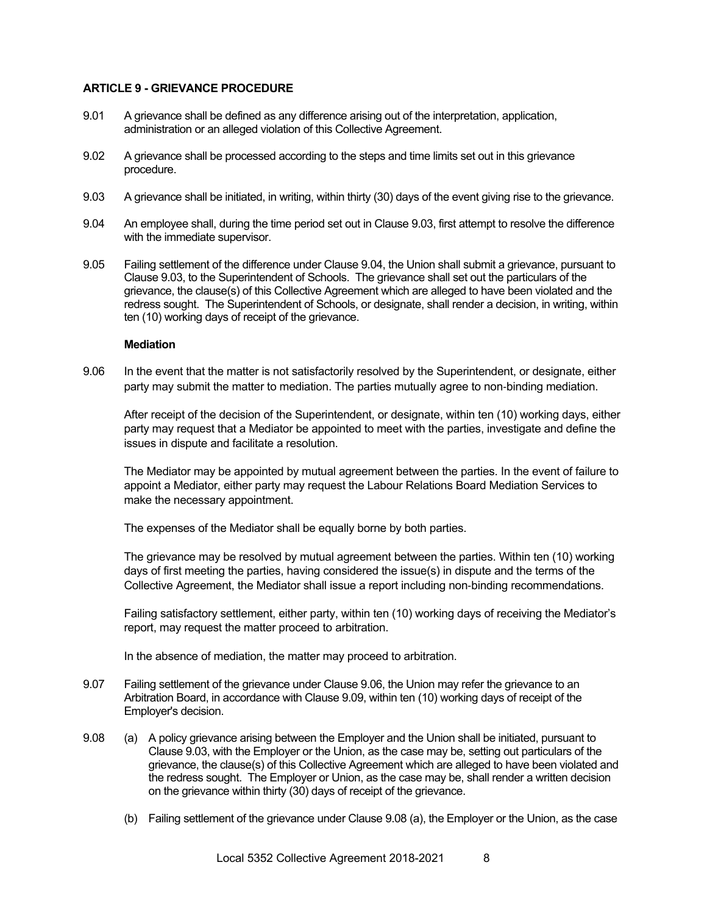## ARTICLE 9 - GRIEVANCE PROCEDURE

9.01 A grievance shall be defined as any difference arising out of the interpretation, application, administration or an alleged violation of this Collective Agreement.

9.02 A grievance shall be processed according to the steps and time limits set out in this grievance procedure.

9.03 A grievance shall be initiated, in writing, within thirty (30) days of the event giving rise to the grievance.

9.04 An employee shall, during the time period set out in Clause 9.03, first attempt to resolve the difference with the immediate supervisor.

9.05 Failing settlement of the difference under Clause 9.04, the Union shall submit a grievance, pursuant to Clause 9.03, to the Superintendent of Schools. The grievance shall set out the particulars of the grievance, the clause(s) of this Collective Agreement which are alleged to have been violated and the redress sought. The Superintendent of Schools, or designate, shall render a decision, in writing, within ten (10) working days of receipt of the grievance.

**Mediation**

9.06 In the event that the matter is not satisfactorily resolved by the Superintendent, or designate, either party may submit the matter to mediation. The parties mutually agree to non-binding mediation.

After receipt of the decision of the Superintendent, or designate, within ten (10) working days, either party may request that a Mediator be appointed to meet with the parties, investigate and define the issues in dispute and facilitate a resolution.

The Mediator may be appointed by mutual agreement between the parties. In the event of failure to appoint a Mediator, either party may request the Labour Relations Board Mediation Services to make the necessary appointment.

The expenses of the Mediator shall be equally borne by both parties.

The grievance may be resolved by mutual agreement between the parties. Within ten (10) working days of first meeting the parties, having considered the issue(s) in dispute and the terms of the Collective Agreement, the Mediator shall issue a report including non-binding recommendations.

Failing satisfactory settlement, either party, within ten (10) working days of receiving the Mediator's report, may request the matter proceed to arbitration.

In the absence of mediation, the matter may proceed to arbitration.

9.07 Failing settlement of the grievance under Clause 9.06, the Union may refer the grievance to an Arbitration Board, in accordance with Clause 9.09, within ten (10) working days of receipt of the Employer's decision.

9.08 (a) A policy grievance arising between the Employer and the Union shall be initiated, pursuant to Clause 9.03, with the Employer or the Union, as the case may be, setting out particulars of the grievance, the clause(s) of this Collective Agreement which are alleged to have been violated and the redress sought. The Employer or Union, as the case may be, shall render a written decision on the grievance within thirty (30) days of receipt of the grievance.

(b) Failing settlement of the grievance under Clause 9.08 (a), the Employer or the Union, as the case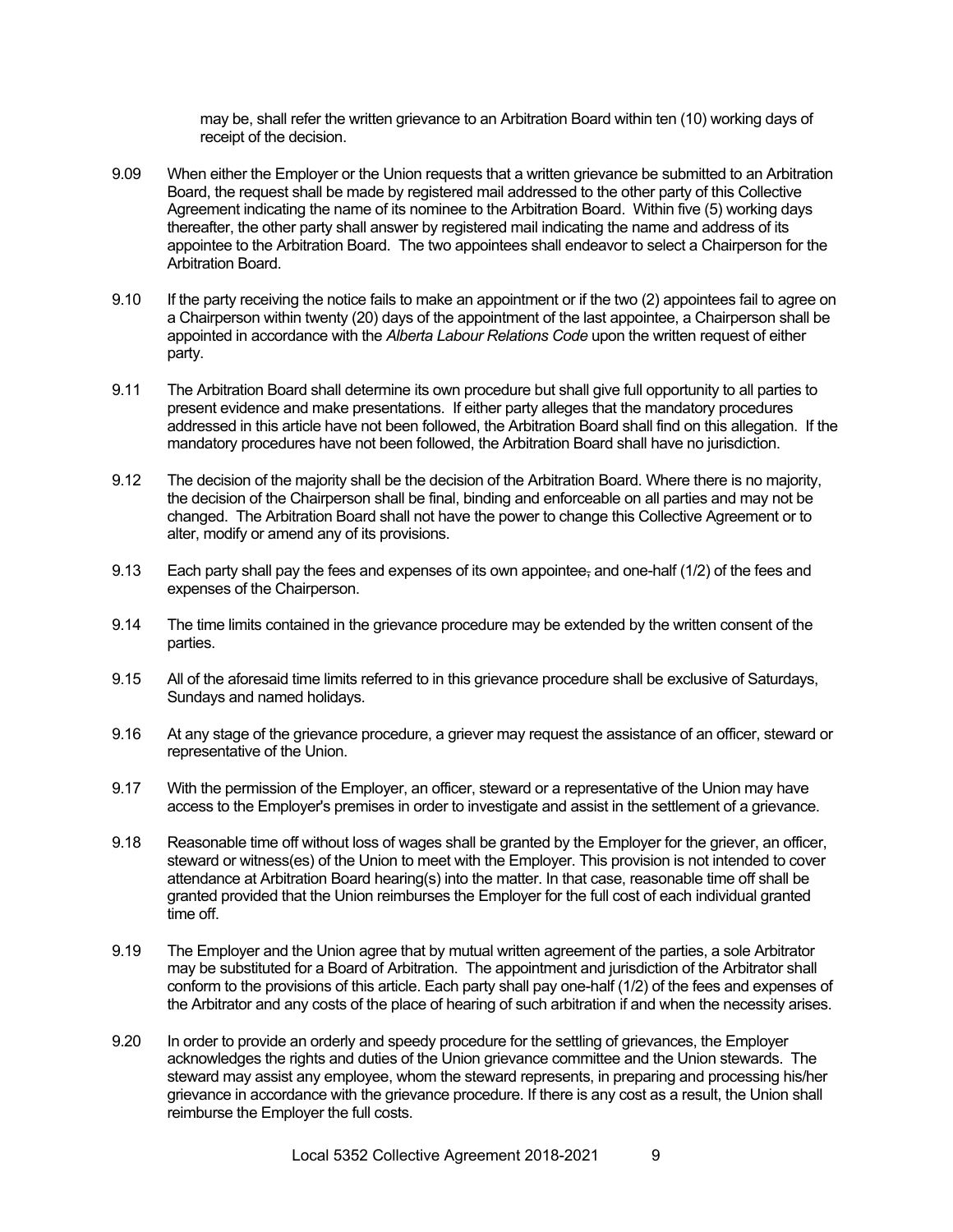may be, shall refer the written grievance to an Arbitration Board within ten (10) working days of receipt of the decision.

9.09 When either the Employer or the Union requests that a written grievance be submitted to an Arbitration Board, the request shall be made by registered mail addressed to the other party of this Collective Agreement indicating the name of its nominee to the Arbitration Board. Within five (5) working days thereafter, the other party shall answer by registered mail indicating the name and address of its appointee to the Arbitration Board. The two appointees shall endeavor to select a Chairperson for the Arbitration Board.

9.10 If the party receiving the notice fails to make an appointment or if the two (2) appointees fail to agree on a Chairperson within twenty (20) days of the appointment of the last appointee, a Chairperson shall be appointed in accordance with the *Alberta Labour Relations Code* upon the written request of either party.

9.11 The Arbitration Board shall determine its own procedure but shall give full opportunity to all parties to present evidence and make presentations. If either party alleges that the mandatory procedures addressed in this article have not been followed, the Arbitration Board shall find on this allegation. If the mandatory procedures have not been followed, the Arbitration Board shall have no jurisdiction.

9.12 The decision of the majority shall be the decision of the Arbitration Board. Where there is no majority, the decision of the Chairperson shall be final, binding and enforceable on all parties and may not be changed. The Arbitration Board shall not have the power to change this Collective Agreement or to alter, modify or amend any of its provisions.

9.13 Each party shall pay the fees and expenses of its own appointee, and one-half (1/2) of the fees and expenses of the Chairperson.

9.14 The time limits contained in the grievance procedure may be extended by the written consent of the parties.

9.15 All of the aforesaid time limits referred to in this grievance procedure shall be exclusive of Saturdays, Sundays and named holidays.

9.16 At any stage of the grievance procedure, a griever may request the assistance of an officer, steward or representative of the Union.

9.17 With the permission of the Employer, an officer, steward or a representative of the Union may have access to the Employer's premises in order to investigate and assist in the settlement of a grievance.

9.18 Reasonable time off without loss of wages shall be granted by the Employer for the griever, an officer, steward or witness(es) of the Union to meet with the Employer. This provision is not intended to cover attendance at Arbitration Board hearing(s) into the matter. In that case, reasonable time off shall be granted provided that the Union reimburses the Employer for the full cost of each individual granted time off.

9.19 The Employer and the Union agree that by mutual written agreement of the parties, a sole Arbitrator may be substituted for a Board of Arbitration. The appointment and jurisdiction of the Arbitrator shall conform to the provisions of this article. Each party shall pay one-half (1/2) of the fees and expenses of the Arbitrator and any costs of the place of hearing of such arbitration if and when the necessity arises.

9.20 In order to provide an orderly and speedy procedure for the settling of grievances, the Employer acknowledges the rights and duties of the Union grievance committee and the Union stewards. The steward may assist any employee, whom the steward represents, in preparing and processing his/her grievance in accordance with the grievance procedure. If there is any cost as a result, the Union shall reimburse the Employer the full costs.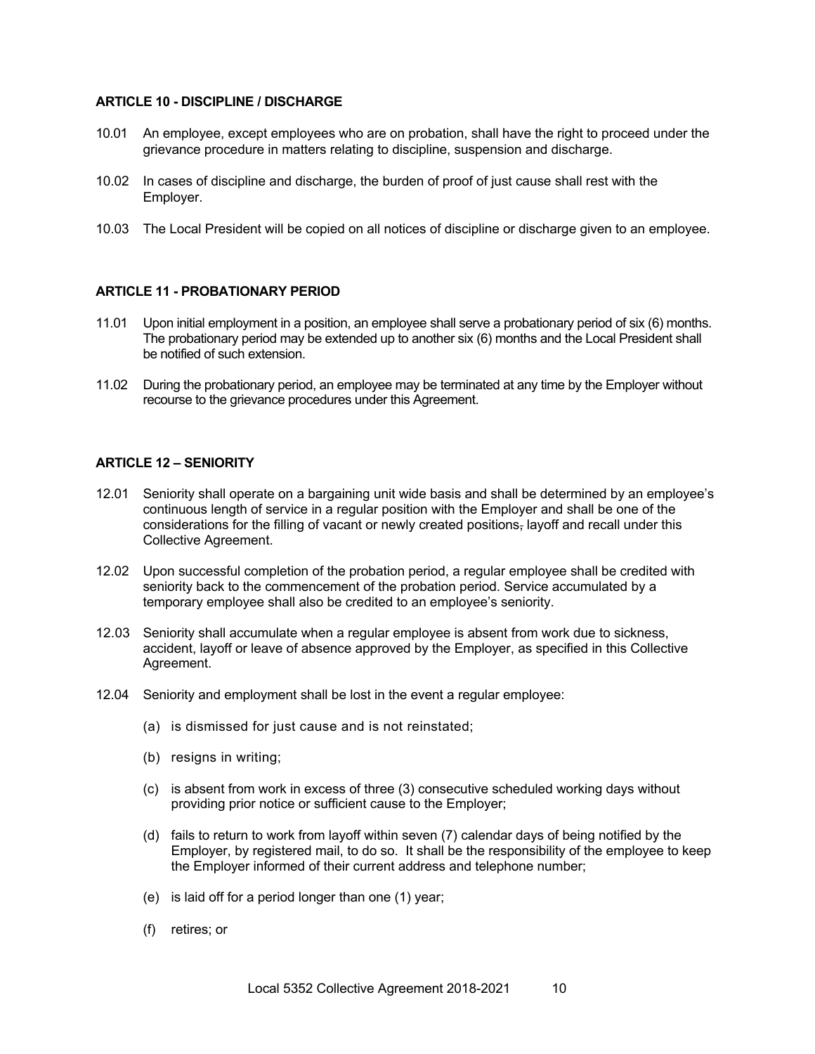## ARTICLE 10 - DISCIPLINE / DISCHARGE

10.01 An employee, except employees who are on probation, shall have the right to proceed under the grievance procedure in matters relating to discipline, suspension and discharge.

10.02 In cases of discipline and discharge, the burden of proof of just cause shall rest with the Employer.

10.03 The Local President will be copied on all notices of discipline or discharge given to an employee.

## ARTICLE 11 - PROBATIONARY PERIOD

11.01 Upon initial employment in a position, an employee shall serve a probationary period of six (6) months. The probationary period may be extended up to another six (6) months and the Local President shall be notified of such extension.

11.02 During the probationary period, an employee may be terminated at any time by the Employer without recourse to the grievance procedures under this Agreement.

## ARTICLE 12 – SENIORITY

12.01 Seniority shall operate on a bargaining unit wide basis and shall be determined by an employee's continuous length of service in a regular position with the Employer and shall be one of the considerations for the filling of vacant or newly created positions, layoff and recall under this Collective Agreement.

12.02 Upon successful completion of the probation period, a regular employee shall be credited with seniority back to the commencement of the probation period. Service accumulated by a temporary employee shall also be credited to an employee's seniority.

12.03 Seniority shall accumulate when a regular employee is absent from work due to sickness, accident, layoff or leave of absence approved by the Employer, as specified in this Collective Agreement.

12.04 Seniority and employment shall be lost in the event a regular employee:

(a) is dismissed for just cause and is not reinstated;

(b) resigns in writing;

(c) is absent from work in excess of three (3) consecutive scheduled working days without providing prior notice or sufficient cause to the Employer;

(d) fails to return to work from layoff within seven (7) calendar days of being notified by the Employer, by registered mail, to do so. It shall be the responsibility of the employee to keep the Employer informed of their current address and telephone number;

(e) is laid off for a period longer than one (1) year;

(f) retires; or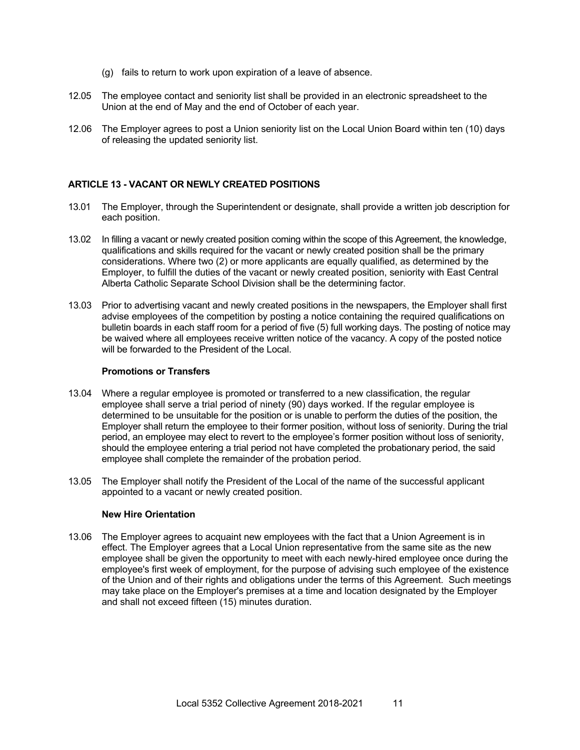(g) fails to return to work upon expiration of a leave of absence.

12.05 The employee contact and seniority list shall be provided in an electronic spreadsheet to the Union at the end of May and the end of October of each year.

12.06 The Employer agrees to post a Union seniority list on the Local Union Board within ten (10) days of releasing the updated seniority list.

## ARTICLE 13 - VACANT OR NEWLY CREATED POSITIONS

13.01 The Employer, through the Superintendent or designate, shall provide a written job description for each position.

13.02 In filling a vacant or newly created position coming within the scope of this Agreement, the knowledge, qualifications and skills required for the vacant or newly created position shall be the primary considerations. Where two (2) or more applicants are equally qualified, as determined by the Employer, to fulfill the duties of the vacant or newly created position, seniority with East Central Alberta Catholic Separate School Division shall be the determining factor.

13.03 Prior to advertising vacant and newly created positions in the newspapers, the Employer shall first advise employees of the competition by posting a notice containing the required qualifications on bulletin boards in each staff room for a period of five (5) full working days. The posting of notice may be waived where all employees receive written notice of the vacancy. A copy of the posted notice will be forwarded to the President of the Local.

### Promotions or Transfers

13.04 Where a regular employee is promoted or transferred to a new classification, the regular employee shall serve a trial period of ninety (90) days worked. If the regular employee is determined to be unsuitable for the position or is unable to perform the duties of the position, the Employer shall return the employee to their former position, without loss of seniority. During the trial period, an employee may elect to revert to the employee's former position without loss of seniority, should the employee entering a trial period not have completed the probationary period, the said employee shall complete the remainder of the probation period.

13.05 The Employer shall notify the President of the Local of the name of the successful applicant appointed to a vacant or newly created position.

### New Hire Orientation

13.06 The Employer agrees to acquaint new employees with the fact that a Union Agreement is in effect. The Employer agrees that a Local Union representative from the same site as the new employee shall be given the opportunity to meet with each newly-hired employee once during the employee's first week of employment, for the purpose of advising such employee of the existence of the Union and of their rights and obligations under the terms of this Agreement. Such meetings may take place on the Employer's premises at a time and location designated by the Employer and shall not exceed fifteen (15) minutes duration.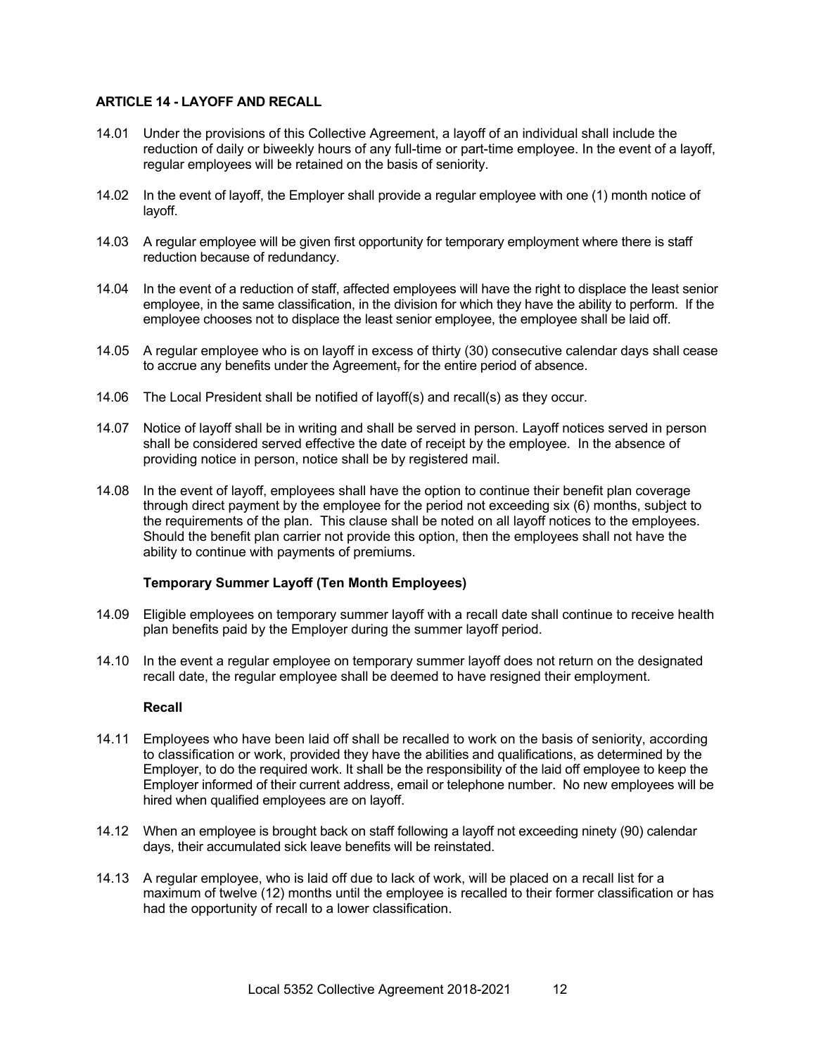## ARTICLE 14 - LAYOFF AND RECALL

14.01 Under the provisions of this Collective Agreement, a layoff of an individual shall include the reduction of daily or biweekly hours of any full-time or part-time employee. In the event of a layoff, regular employees will be retained on the basis of seniority.

14.02 In the event of layoff, the Employer shall provide a regular employee with one (1) month notice of layoff.

14.03 A regular employee will be given first opportunity for temporary employment where there is staff reduction because of redundancy.

14.04 In the event of a reduction of staff, affected employees will have the right to displace the least senior employee, in the same classification, in the division for which they have the ability to perform. If the employee chooses not to displace the least senior employee, the employee shall be laid off.

14.05 A regular employee who is on layoff in excess of thirty (30) consecutive calendar days shall cease to accrue any benefits under the Agreement~~,~~ for the entire period of absence.

14.06 The Local President shall be notified of layoff(s) and recall(s) as they occur.

14.07 Notice of layoff shall be in writing and shall be served in person. Layoff notices served in person shall be considered served effective the date of receipt by the employee. In the absence of providing notice in person, notice shall be by registered mail.

14.08 In the event of layoff, employees shall have the option to continue their benefit plan coverage through direct payment by the employee for the period not exceeding six (6) months, subject to the requirements of the plan. This clause shall be noted on all layoff notices to the employees. Should the benefit plan carrier not provide this option, then the employees shall not have the ability to continue with payments of premiums.

**Temporary Summer Layoff (Ten Month Employees)**

14.09 Eligible employees on temporary summer layoff with a recall date shall continue to receive health plan benefits paid by the Employer during the summer layoff period.

14.10 In the event a regular employee on temporary summer layoff does not return on the designated recall date, the regular employee shall be deemed to have resigned their employment.

**Recall**

14.11 Employees who have been laid off shall be recalled to work on the basis of seniority, according to classification or work, provided they have the abilities and qualifications, as determined by the Employer, to do the required work. It shall be the responsibility of the laid off employee to keep the Employer informed of their current address, email or telephone number. No new employees will be hired when qualified employees are on layoff.

14.12 When an employee is brought back on staff following a layoff not exceeding ninety (90) calendar days, their accumulated sick leave benefits will be reinstated.

14.13 A regular employee, who is laid off due to lack of work, will be placed on a recall list for a maximum of twelve (12) months until the employee is recalled to their former classification or has had the opportunity of recall to a lower classification.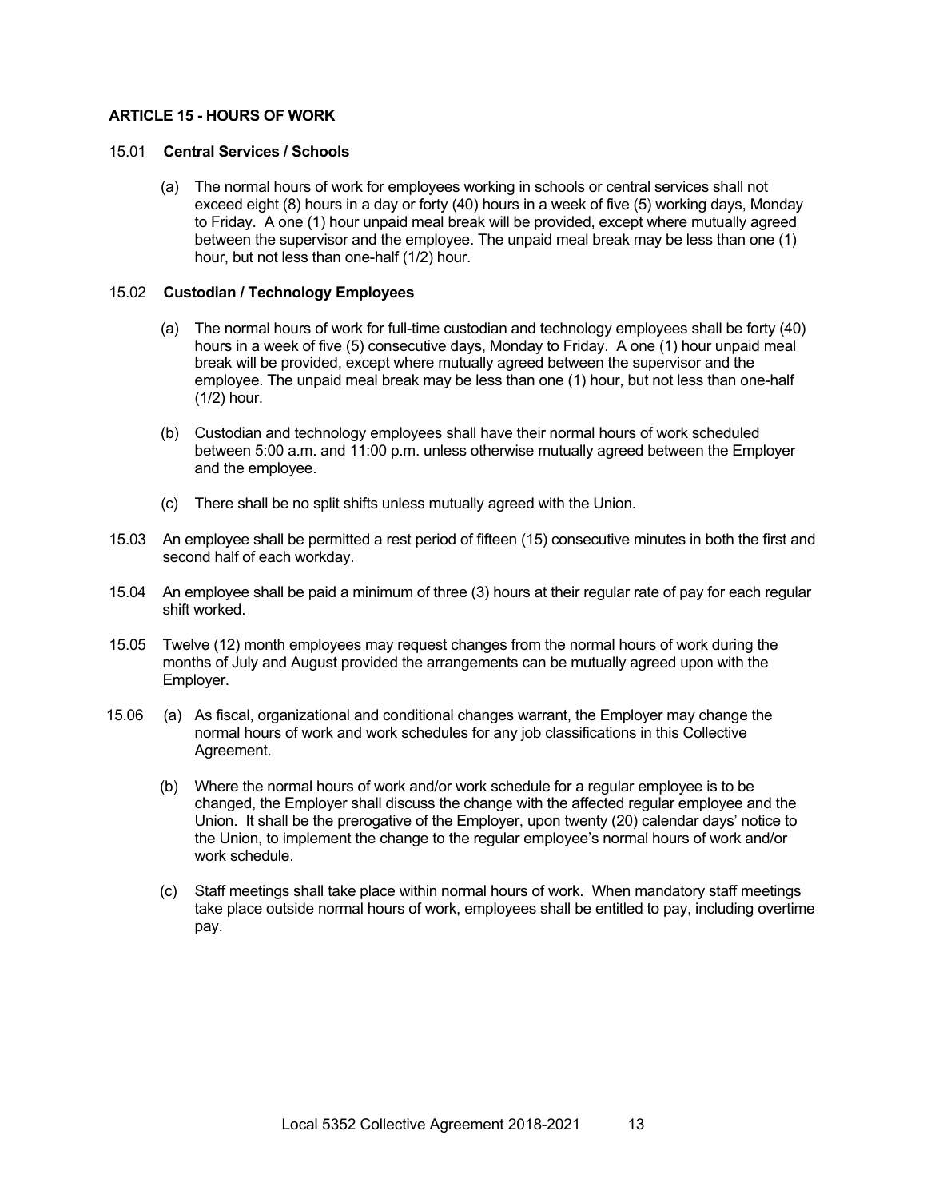## ARTICLE 15 - HOURS OF WORK

### 15.01 Central Services / Schools

(a) The normal hours of work for employees working in schools or central services shall not exceed eight (8) hours in a day or forty (40) hours in a week of five (5) working days, Monday to Friday. A one (1) hour unpaid meal break will be provided, except where mutually agreed between the supervisor and the employee. The unpaid meal break may be less than one (1) hour, but not less than one-half (1/2) hour.

### 15.02 Custodian / Technology Employees

(a) The normal hours of work for full-time custodian and technology employees shall be forty (40) hours in a week of five (5) consecutive days, Monday to Friday. A one (1) hour unpaid meal break will be provided, except where mutually agreed between the supervisor and the employee. The unpaid meal break may be less than one (1) hour, but not less than one-half (1/2) hour.

(b) Custodian and technology employees shall have their normal hours of work scheduled between 5:00 a.m. and 11:00 p.m. unless otherwise mutually agreed between the Employer and the employee.

(c) There shall be no split shifts unless mutually agreed with the Union.

15.03 An employee shall be permitted a rest period of fifteen (15) consecutive minutes in both the first and second half of each workday.

15.04 An employee shall be paid a minimum of three (3) hours at their regular rate of pay for each regular shift worked.

15.05 Twelve (12) month employees may request changes from the normal hours of work during the months of July and August provided the arrangements can be mutually agreed upon with the Employer.

15.06 (a) As fiscal, organizational and conditional changes warrant, the Employer may change the normal hours of work and work schedules for any job classifications in this Collective Agreement.

(b) Where the normal hours of work and/or work schedule for a regular employee is to be changed, the Employer shall discuss the change with the affected regular employee and the Union. It shall be the prerogative of the Employer, upon twenty (20) calendar days' notice to the Union, to implement the change to the regular employee's normal hours of work and/or work schedule.

(c) Staff meetings shall take place within normal hours of work. When mandatory staff meetings take place outside normal hours of work, employees shall be entitled to pay, including overtime pay.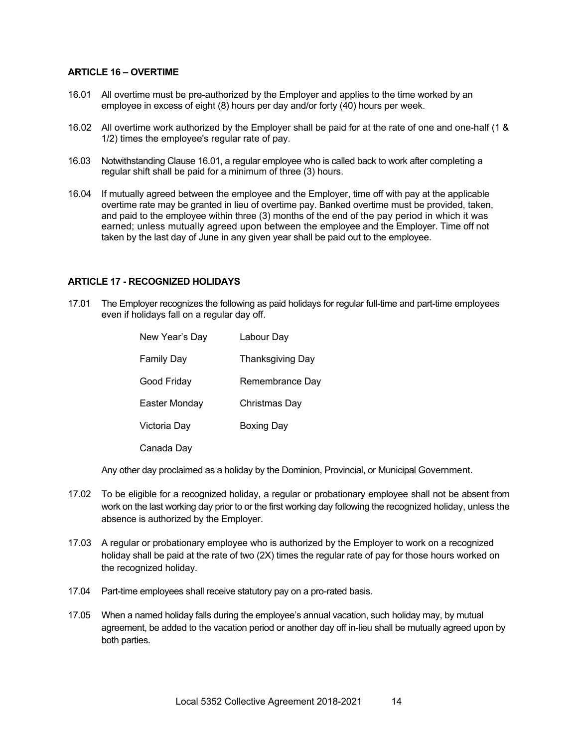### ARTICLE 16 – OVERTIME

16.01 All overtime must be pre-authorized by the Employer and applies to the time worked by an employee in excess of eight (8) hours per day and/or forty (40) hours per week.

16.02 All overtime work authorized by the Employer shall be paid for at the rate of one and one-half (1 & 1/2) times the employee's regular rate of pay.

16.03 Notwithstanding Clause 16.01, a regular employee who is called back to work after completing a regular shift shall be paid for a minimum of three (3) hours.

16.04 If mutually agreed between the employee and the Employer, time off with pay at the applicable overtime rate may be granted in lieu of overtime pay. Banked overtime must be provided, taken, and paid to the employee within three (3) months of the end of the pay period in which it was earned; unless mutually agreed upon between the employee and the Employer. Time off not taken by the last day of June in any given year shall be paid out to the employee.

### ARTICLE 17 - RECOGNIZED HOLIDAYS

17.01 The Employer recognizes the following as paid holidays for regular full-time and part-time employees even if holidays fall on a regular day off.

| | |
|---|---|
| New Year's Day | Labour Day |
| Family Day | Thanksgiving Day |
| Good Friday | Remembrance Day |
| Easter Monday | Christmas Day |
| Victoria Day | Boxing Day |
| Canada Day | |

Any other day proclaimed as a holiday by the Dominion, Provincial, or Municipal Government.

17.02 To be eligible for a recognized holiday, a regular or probationary employee shall not be absent from work on the last working day prior to or the first working day following the recognized holiday, unless the absence is authorized by the Employer.

17.03 A regular or probationary employee who is authorized by the Employer to work on a recognized holiday shall be paid at the rate of two (2X) times the regular rate of pay for those hours worked on the recognized holiday.

17.04 Part-time employees shall receive statutory pay on a pro-rated basis.

17.05 When a named holiday falls during the employee's annual vacation, such holiday may, by mutual agreement, be added to the vacation period or another day off in-lieu shall be mutually agreed upon by both parties.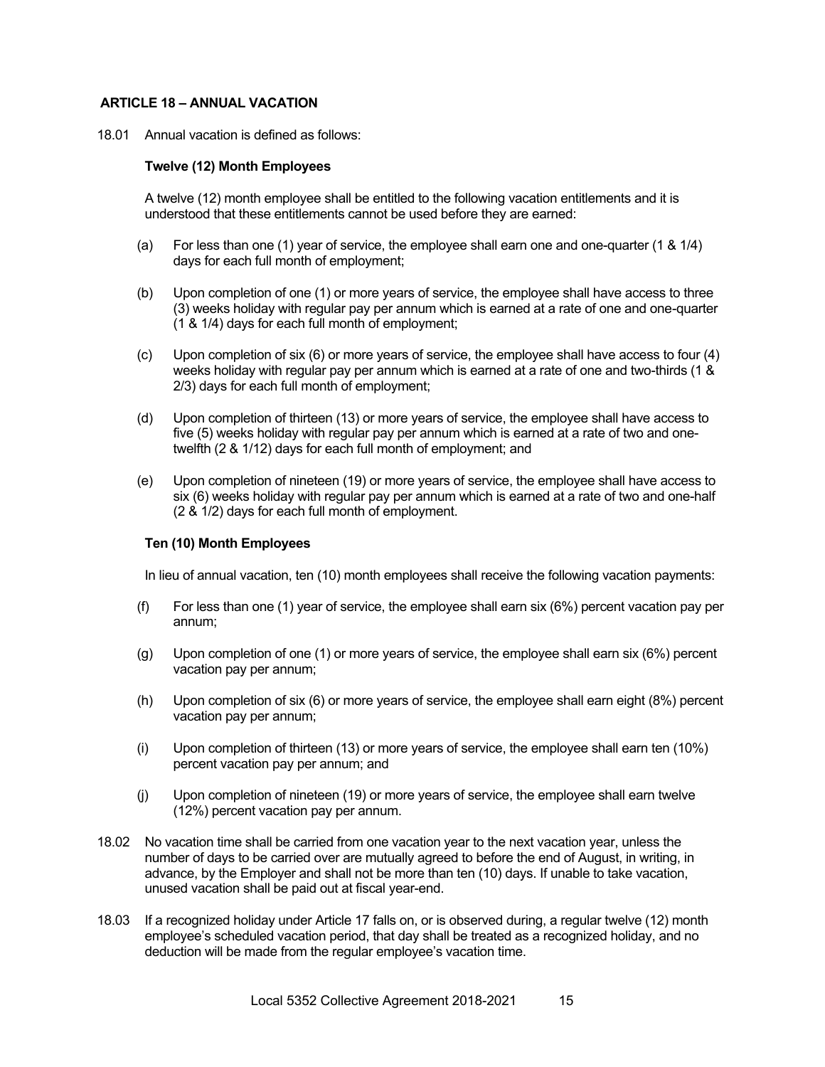## ARTICLE 18 – ANNUAL VACATION

18.01 Annual vacation is defined as follows:

**Twelve (12) Month Employees**

A twelve (12) month employee shall be entitled to the following vacation entitlements and it is understood that these entitlements cannot be used before they are earned:

(a) For less than one (1) year of service, the employee shall earn one and one-quarter (1 & 1/4) days for each full month of employment;

(b) Upon completion of one (1) or more years of service, the employee shall have access to three (3) weeks holiday with regular pay per annum which is earned at a rate of one and one-quarter (1 & 1/4) days for each full month of employment;

(c) Upon completion of six (6) or more years of service, the employee shall have access to four (4) weeks holiday with regular pay per annum which is earned at a rate of one and two-thirds (1 & 2/3) days for each full month of employment;

(d) Upon completion of thirteen (13) or more years of service, the employee shall have access to five (5) weeks holiday with regular pay per annum which is earned at a rate of two and one-twelfth (2 & 1/12) days for each full month of employment; and

(e) Upon completion of nineteen (19) or more years of service, the employee shall have access to six (6) weeks holiday with regular pay per annum which is earned at a rate of two and one-half (2 & 1/2) days for each full month of employment.

**Ten (10) Month Employees**

In lieu of annual vacation, ten (10) month employees shall receive the following vacation payments:

(f) For less than one (1) year of service, the employee shall earn six (6%) percent vacation pay per annum;

(g) Upon completion of one (1) or more years of service, the employee shall earn six (6%) percent vacation pay per annum;

(h) Upon completion of six (6) or more years of service, the employee shall earn eight (8%) percent vacation pay per annum;

(i) Upon completion of thirteen (13) or more years of service, the employee shall earn ten (10%) percent vacation pay per annum; and

(j) Upon completion of nineteen (19) or more years of service, the employee shall earn twelve (12%) percent vacation pay per annum.

18.02 No vacation time shall be carried from one vacation year to the next vacation year, unless the number of days to be carried over are mutually agreed to before the end of August, in writing, in advance, by the Employer and shall not be more than ten (10) days. If unable to take vacation, unused vacation shall be paid out at fiscal year-end.

18.03 If a recognized holiday under Article 17 falls on, or is observed during, a regular twelve (12) month employee's scheduled vacation period, that day shall be treated as a recognized holiday, and no deduction will be made from the regular employee's vacation time.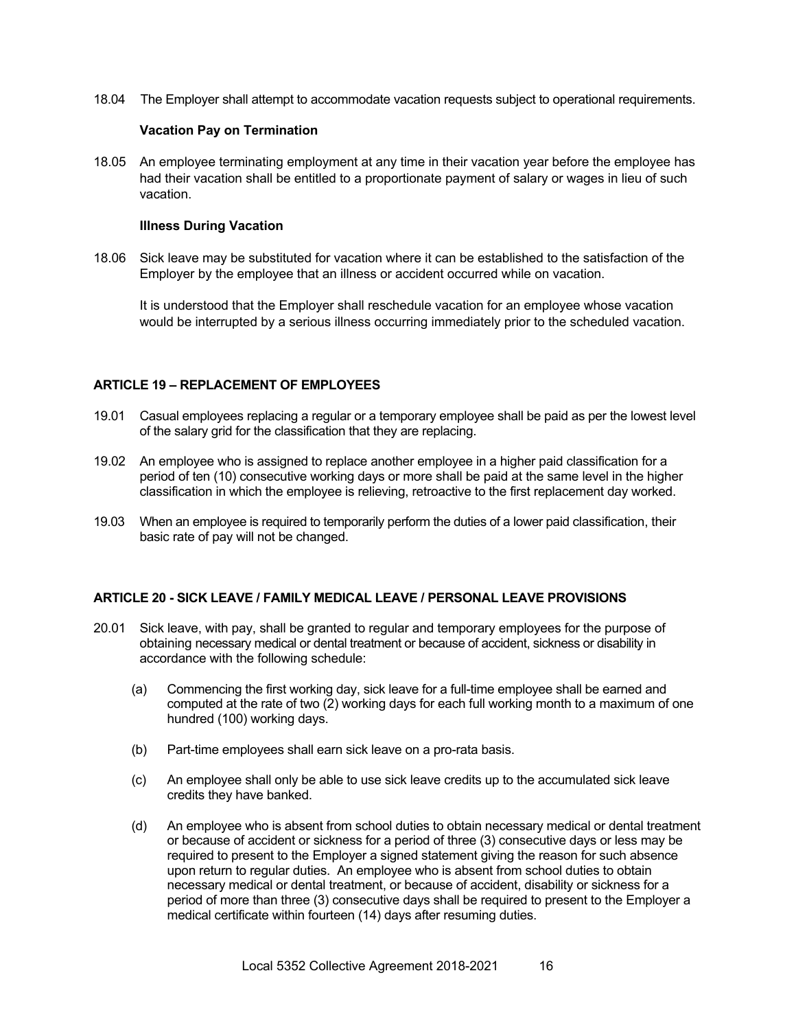18.04 The Employer shall attempt to accommodate vacation requests subject to operational requirements.

**Vacation Pay on Termination**

18.05 An employee terminating employment at any time in their vacation year before the employee has had their vacation shall be entitled to a proportionate payment of salary or wages in lieu of such vacation.

**Illness During Vacation**

18.06 Sick leave may be substituted for vacation where it can be established to the satisfaction of the Employer by the employee that an illness or accident occurred while on vacation.

It is understood that the Employer shall reschedule vacation for an employee whose vacation would be interrupted by a serious illness occurring immediately prior to the scheduled vacation.

## ARTICLE 19 – REPLACEMENT OF EMPLOYEES

19.01 Casual employees replacing a regular or a temporary employee shall be paid as per the lowest level of the salary grid for the classification that they are replacing.

19.02 An employee who is assigned to replace another employee in a higher paid classification for a period of ten (10) consecutive working days or more shall be paid at the same level in the higher classification in which the employee is relieving, retroactive to the first replacement day worked.

19.03 When an employee is required to temporarily perform the duties of a lower paid classification, their basic rate of pay will not be changed.

## ARTICLE 20 - SICK LEAVE / FAMILY MEDICAL LEAVE / PERSONAL LEAVE PROVISIONS

20.01 Sick leave, with pay, shall be granted to regular and temporary employees for the purpose of obtaining necessary medical or dental treatment or because of accident, sickness or disability in accordance with the following schedule:

(a) Commencing the first working day, sick leave for a full-time employee shall be earned and computed at the rate of two (2) working days for each full working month to a maximum of one hundred (100) working days.

(b) Part-time employees shall earn sick leave on a pro-rata basis.

(c) An employee shall only be able to use sick leave credits up to the accumulated sick leave credits they have banked.

(d) An employee who is absent from school duties to obtain necessary medical or dental treatment or because of accident or sickness for a period of three (3) consecutive days or less may be required to present to the Employer a signed statement giving the reason for such absence upon return to regular duties. An employee who is absent from school duties to obtain necessary medical or dental treatment, or because of accident, disability or sickness for a period of more than three (3) consecutive days shall be required to present to the Employer a medical certificate within fourteen (14) days after resuming duties.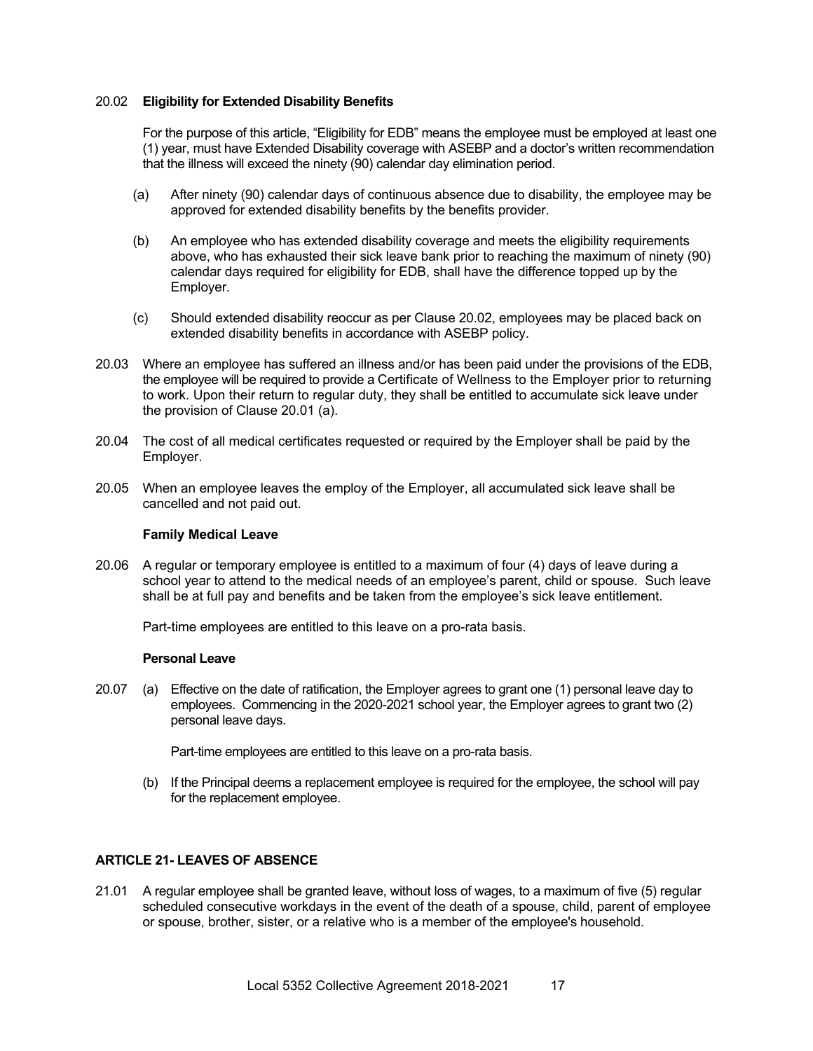20.02 **Eligibility for Extended Disability Benefits**

For the purpose of this article, "Eligibility for EDB" means the employee must be employed at least one (1) year, must have Extended Disability coverage with ASEBP and a doctor's written recommendation that the illness will exceed the ninety (90) calendar day elimination period.

(a) After ninety (90) calendar days of continuous absence due to disability, the employee may be approved for extended disability benefits by the benefits provider.

(b) An employee who has extended disability coverage and meets the eligibility requirements above, who has exhausted their sick leave bank prior to reaching the maximum of ninety (90) calendar days required for eligibility for EDB, shall have the difference topped up by the Employer.

(c) Should extended disability reoccur as per Clause 20.02, employees may be placed back on extended disability benefits in accordance with ASEBP policy.

20.03 Where an employee has suffered an illness and/or has been paid under the provisions of the EDB, the employee will be required to provide a Certificate of Wellness to the Employer prior to returning to work. Upon their return to regular duty, they shall be entitled to accumulate sick leave under the provision of Clause 20.01 (a).

20.04 The cost of all medical certificates requested or required by the Employer shall be paid by the Employer.

20.05 When an employee leaves the employ of the Employer, all accumulated sick leave shall be cancelled and not paid out.

**Family Medical Leave**

20.06 A regular or temporary employee is entitled to a maximum of four (4) days of leave during a school year to attend to the medical needs of an employee's parent, child or spouse. Such leave shall be at full pay and benefits and be taken from the employee's sick leave entitlement.

Part-time employees are entitled to this leave on a pro-rata basis.

**Personal Leave**

20.07 (a) Effective on the date of ratification, the Employer agrees to grant one (1) personal leave day to employees. Commencing in the 2020-2021 school year, the Employer agrees to grant two (2) personal leave days.

Part-time employees are entitled to this leave on a pro-rata basis.

(b) If the Principal deems a replacement employee is required for the employee, the school will pay for the replacement employee.

## ARTICLE 21- LEAVES OF ABSENCE

21.01 A regular employee shall be granted leave, without loss of wages, to a maximum of five (5) regular scheduled consecutive workdays in the event of the death of a spouse, child, parent of employee or spouse, brother, sister, or a relative who is a member of the employee's household.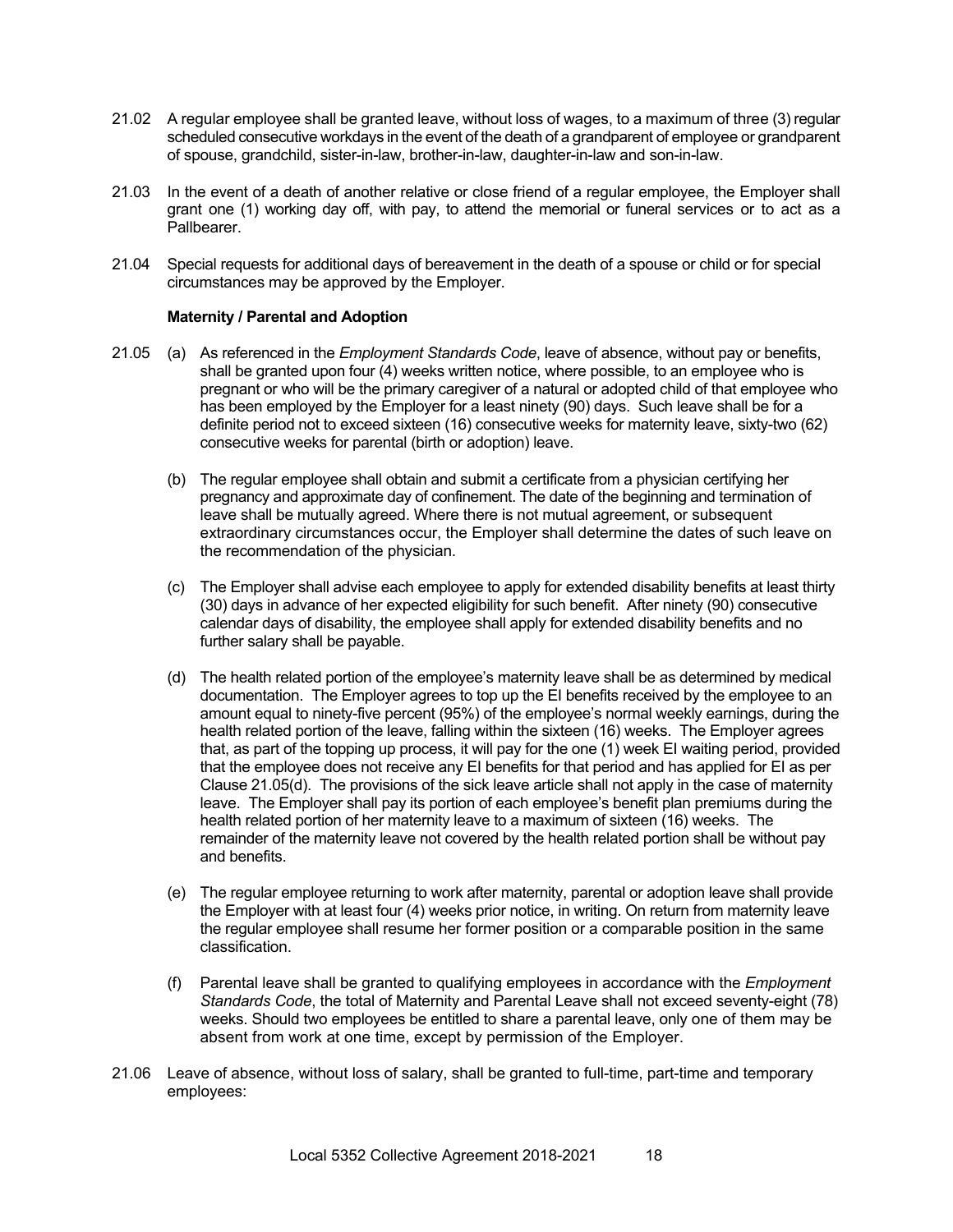21.02 A regular employee shall be granted leave, without loss of wages, to a maximum of three (3) regular scheduled consecutive workdays in the event of the death of a grandparent of employee or grandparent of spouse, grandchild, sister-in-law, brother-in-law, daughter-in-law and son-in-law.

21.03 In the event of a death of another relative or close friend of a regular employee, the Employer shall grant one (1) working day off, with pay, to attend the memorial or funeral services or to act as a Pallbearer.

21.04 Special requests for additional days of bereavement in the death of a spouse or child or for special circumstances may be approved by the Employer.

**Maternity / Parental and Adoption**

21.05 (a) As referenced in the *Employment Standards Code*, leave of absence, without pay or benefits, shall be granted upon four (4) weeks written notice, where possible, to an employee who is pregnant or who will be the primary caregiver of a natural or adopted child of that employee who has been employed by the Employer for a least ninety (90) days. Such leave shall be for a definite period not to exceed sixteen (16) consecutive weeks for maternity leave, sixty-two (62) consecutive weeks for parental (birth or adoption) leave.

(b) The regular employee shall obtain and submit a certificate from a physician certifying her pregnancy and approximate day of confinement. The date of the beginning and termination of leave shall be mutually agreed. Where there is not mutual agreement, or subsequent extraordinary circumstances occur, the Employer shall determine the dates of such leave on the recommendation of the physician.

(c) The Employer shall advise each employee to apply for extended disability benefits at least thirty (30) days in advance of her expected eligibility for such benefit. After ninety (90) consecutive calendar days of disability, the employee shall apply for extended disability benefits and no further salary shall be payable.

(d) The health related portion of the employee's maternity leave shall be as determined by medical documentation. The Employer agrees to top up the EI benefits received by the employee to an amount equal to ninety-five percent (95%) of the employee's normal weekly earnings, during the health related portion of the leave, falling within the sixteen (16) weeks. The Employer agrees that, as part of the topping up process, it will pay for the one (1) week EI waiting period, provided that the employee does not receive any EI benefits for that period and has applied for EI as per Clause 21.05(d). The provisions of the sick leave article shall not apply in the case of maternity leave. The Employer shall pay its portion of each employee's benefit plan premiums during the health related portion of her maternity leave to a maximum of sixteen (16) weeks. The remainder of the maternity leave not covered by the health related portion shall be without pay and benefits.

(e) The regular employee returning to work after maternity, parental or adoption leave shall provide the Employer with at least four (4) weeks prior notice, in writing. On return from maternity leave the regular employee shall resume her former position or a comparable position in the same classification.

(f) Parental leave shall be granted to qualifying employees in accordance with the *Employment Standards Code*, the total of Maternity and Parental Leave shall not exceed seventy-eight (78) weeks. Should two employees be entitled to share a parental leave, only one of them may be absent from work at one time, except by permission of the Employer.

21.06 Leave of absence, without loss of salary, shall be granted to full-time, part-time and temporary employees: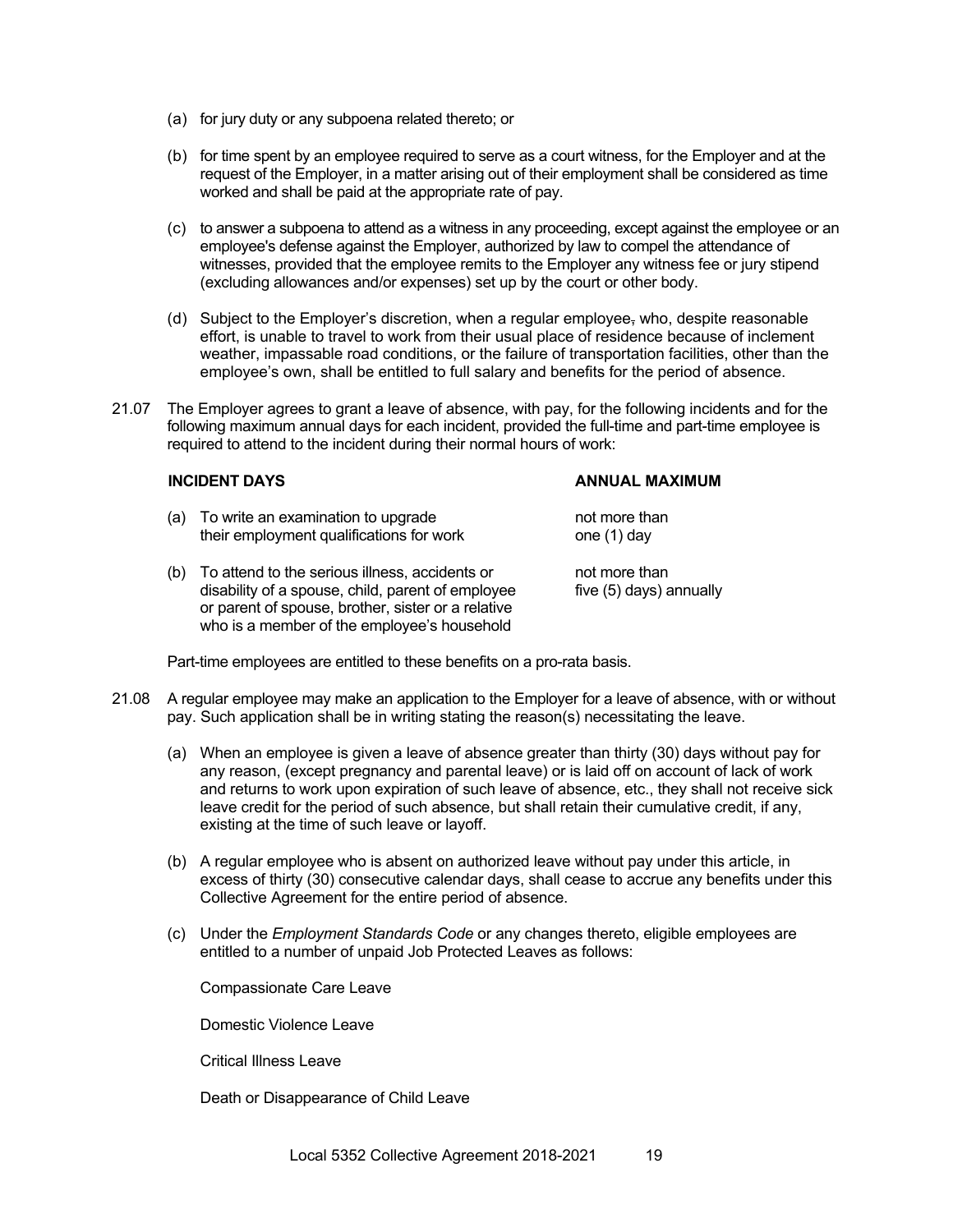(a) for jury duty or any subpoena related thereto; or

(b) for time spent by an employee required to serve as a court witness, for the Employer and at the request of the Employer, in a matter arising out of their employment shall be considered as time worked and shall be paid at the appropriate rate of pay.

(c) to answer a subpoena to attend as a witness in any proceeding, except against the employee or an employee's defense against the Employer, authorized by law to compel the attendance of witnesses, provided that the employee remits to the Employer any witness fee or jury stipend (excluding allowances and/or expenses) set up by the court or other body.

(d) Subject to the Employer's discretion, when a regular employee~~,~~ who, despite reasonable effort, is unable to travel to work from their usual place of residence because of inclement weather, impassable road conditions, or the failure of transportation facilities, other than the employee's own, shall be entitled to full salary and benefits for the period of absence.

21.07 The Employer agrees to grant a leave of absence, with pay, for the following incidents and for the following maximum annual days for each incident, provided the full-time and part-time employee is required to attend to the incident during their normal hours of work:

| INCIDENT DAYS | ANNUAL MAXIMUM |
|---|---|
| (a) To write an examination to upgrade their employment qualifications for work | not more than one (1) day |
| (b) To attend to the serious illness, accidents or disability of a spouse, child, parent of employee or parent of spouse, brother, sister or a relative who is a member of the employee's household | not more than five (5) days) annually |

Part-time employees are entitled to these benefits on a pro-rata basis.

21.08 A regular employee may make an application to the Employer for a leave of absence, with or without pay. Such application shall be in writing stating the reason(s) necessitating the leave.

(a) When an employee is given a leave of absence greater than thirty (30) days without pay for any reason, (except pregnancy and parental leave) or is laid off on account of lack of work and returns to work upon expiration of such leave of absence, etc., they shall not receive sick leave credit for the period of such absence, but shall retain their cumulative credit, if any, existing at the time of such leave or layoff.

(b) A regular employee who is absent on authorized leave without pay under this article, in excess of thirty (30) consecutive calendar days, shall cease to accrue any benefits under this Collective Agreement for the entire period of absence.

(c) Under the *Employment Standards Code* or any changes thereto, eligible employees are entitled to a number of unpaid Job Protected Leaves as follows:

Compassionate Care Leave

Domestic Violence Leave

Critical Illness Leave

Death or Disappearance of Child Leave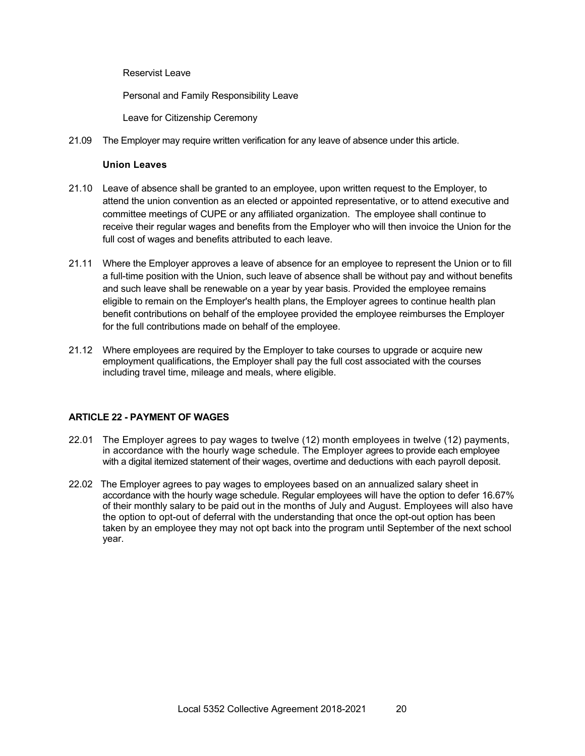Reservist Leave

Personal and Family Responsibility Leave

Leave for Citizenship Ceremony

21.09 The Employer may require written verification for any leave of absence under this article.

**Union Leaves**

21.10 Leave of absence shall be granted to an employee, upon written request to the Employer, to attend the union convention as an elected or appointed representative, or to attend executive and committee meetings of CUPE or any affiliated organization. The employee shall continue to receive their regular wages and benefits from the Employer who will then invoice the Union for the full cost of wages and benefits attributed to each leave.

21.11 Where the Employer approves a leave of absence for an employee to represent the Union or to fill a full-time position with the Union, such leave of absence shall be without pay and without benefits and such leave shall be renewable on a year by year basis. Provided the employee remains eligible to remain on the Employer's health plans, the Employer agrees to continue health plan benefit contributions on behalf of the employee provided the employee reimburses the Employer for the full contributions made on behalf of the employee.

21.12 Where employees are required by the Employer to take courses to upgrade or acquire new employment qualifications, the Employer shall pay the full cost associated with the courses including travel time, mileage and meals, where eligible.

## ARTICLE 22 - PAYMENT OF WAGES

22.01 The Employer agrees to pay wages to twelve (12) month employees in twelve (12) payments, in accordance with the hourly wage schedule. The Employer agrees to provide each employee with a digital itemized statement of their wages, overtime and deductions with each payroll deposit.

22.02 The Employer agrees to pay wages to employees based on an annualized salary sheet in accordance with the hourly wage schedule. Regular employees will have the option to defer 16.67% of their monthly salary to be paid out in the months of July and August. Employees will also have the option to opt-out of deferral with the understanding that once the opt-out option has been taken by an employee they may not opt back into the program until September of the next school year.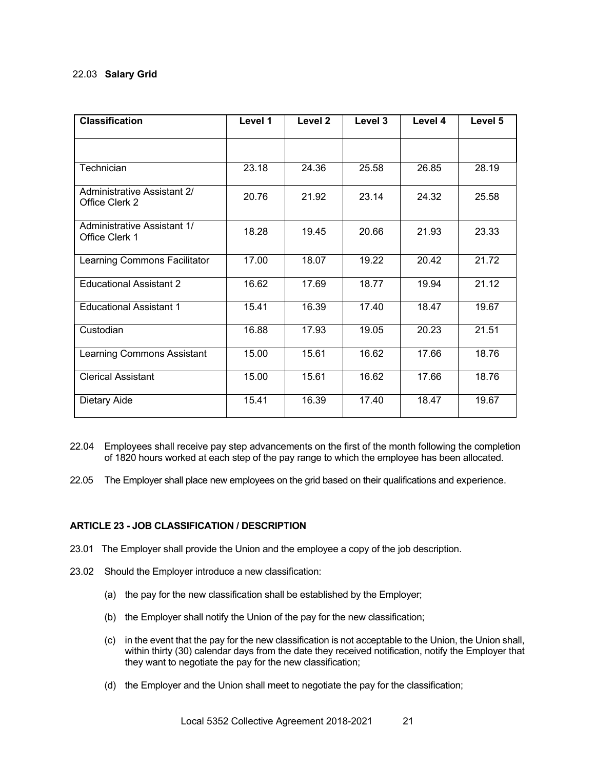22.03 **Salary Grid**

| Classification | Level 1 | Level 2 | Level 3 | Level 4 | Level 5 |
|---|---|---|---|---|---|
| | | | | | |
| Technician | 23.18 | 24.36 | 25.58 | 26.85 | 28.19 |
| Administrative Assistant 2/ Office Clerk 2 | 20.76 | 21.92 | 23.14 | 24.32 | 25.58 |
| Administrative Assistant 1/ Office Clerk 1 | 18.28 | 19.45 | 20.66 | 21.93 | 23.33 |
| Learning Commons Facilitator | 17.00 | 18.07 | 19.22 | 20.42 | 21.72 |
| Educational Assistant 2 | 16.62 | 17.69 | 18.77 | 19.94 | 21.12 |
| Educational Assistant 1 | 15.41 | 16.39 | 17.40 | 18.47 | 19.67 |
| Custodian | 16.88 | 17.93 | 19.05 | 20.23 | 21.51 |
| Learning Commons Assistant | 15.00 | 15.61 | 16.62 | 17.66 | 18.76 |
| Clerical Assistant | 15.00 | 15.61 | 16.62 | 17.66 | 18.76 |
| Dietary Aide | 15.41 | 16.39 | 17.40 | 18.47 | 19.67 |

22.04 Employees shall receive pay step advancements on the first of the month following the completion of 1820 hours worked at each step of the pay range to which the employee has been allocated.

22.05 The Employer shall place new employees on the grid based on their qualifications and experience.

## ARTICLE 23 - JOB CLASSIFICATION / DESCRIPTION

23.01 The Employer shall provide the Union and the employee a copy of the job description.

23.02 Should the Employer introduce a new classification:

(a) the pay for the new classification shall be established by the Employer;

(b) the Employer shall notify the Union of the pay for the new classification;

(c) in the event that the pay for the new classification is not acceptable to the Union, the Union shall, within thirty (30) calendar days from the date they received notification, notify the Employer that they want to negotiate the pay for the new classification;

(d) the Employer and the Union shall meet to negotiate the pay for the classification;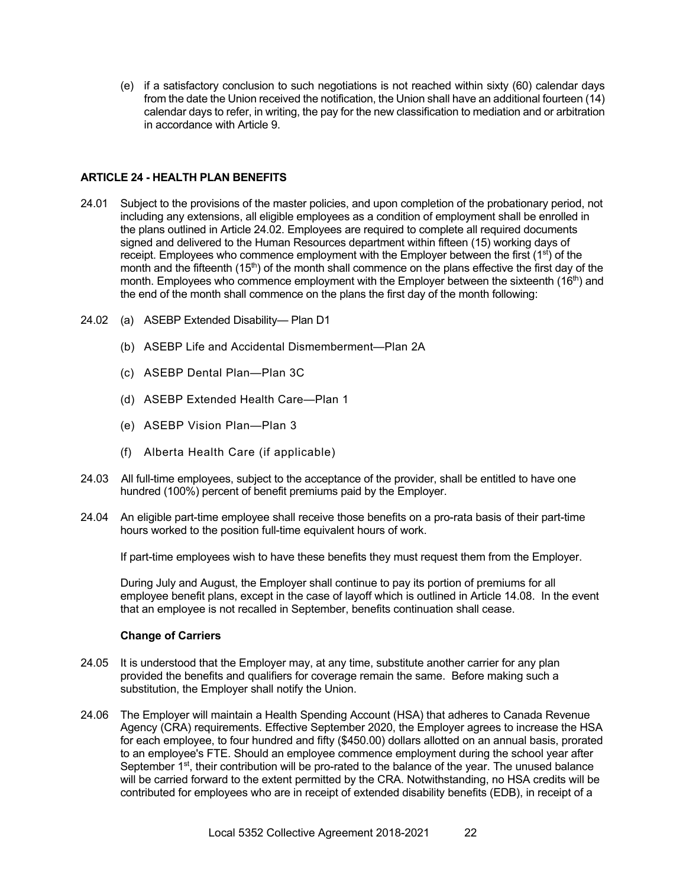(e) if a satisfactory conclusion to such negotiations is not reached within sixty (60) calendar days from the date the Union received the notification, the Union shall have an additional fourteen (14) calendar days to refer, in writing, the pay for the new classification to mediation and or arbitration in accordance with Article 9.

## ARTICLE 24 - HEALTH PLAN BENEFITS

24.01 Subject to the provisions of the master policies, and upon completion of the probationary period, not including any extensions, all eligible employees as a condition of employment shall be enrolled in the plans outlined in Article 24.02. Employees are required to complete all required documents signed and delivered to the Human Resources department within fifteen (15) working days of receipt. Employees who commence employment with the Employer between the first (1st) of the month and the fifteenth (15th) of the month shall commence on the plans effective the first day of the month. Employees who commence employment with the Employer between the sixteenth (16th) and the end of the month shall commence on the plans the first day of the month following:

24.02 (a) ASEBP Extended Disability— Plan D1

(b) ASEBP Life and Accidental Dismemberment—Plan 2A

(c) ASEBP Dental Plan—Plan 3C

(d) ASEBP Extended Health Care—Plan 1

(e) ASEBP Vision Plan—Plan 3

(f) Alberta Health Care (if applicable)

24.03 All full-time employees, subject to the acceptance of the provider, shall be entitled to have one hundred (100%) percent of benefit premiums paid by the Employer.

24.04 An eligible part-time employee shall receive those benefits on a pro-rata basis of their part-time hours worked to the position full-time equivalent hours of work.

If part-time employees wish to have these benefits they must request them from the Employer.

During July and August, the Employer shall continue to pay its portion of premiums for all employee benefit plans, except in the case of layoff which is outlined in Article 14.08. In the event that an employee is not recalled in September, benefits continuation shall cease.

**Change of Carriers**

24.05 It is understood that the Employer may, at any time, substitute another carrier for any plan provided the benefits and qualifiers for coverage remain the same. Before making such a substitution, the Employer shall notify the Union.

24.06 The Employer will maintain a Health Spending Account (HSA) that adheres to Canada Revenue Agency (CRA) requirements. Effective September 2020, the Employer agrees to increase the HSA for each employee, to four hundred and fifty ($450.00) dollars allotted on an annual basis, prorated to an employee's FTE. Should an employee commence employment during the school year after September 1st, their contribution will be pro-rated to the balance of the year. The unused balance will be carried forward to the extent permitted by the CRA. Notwithstanding, no HSA credits will be contributed for employees who are in receipt of extended disability benefits (EDB), in receipt of a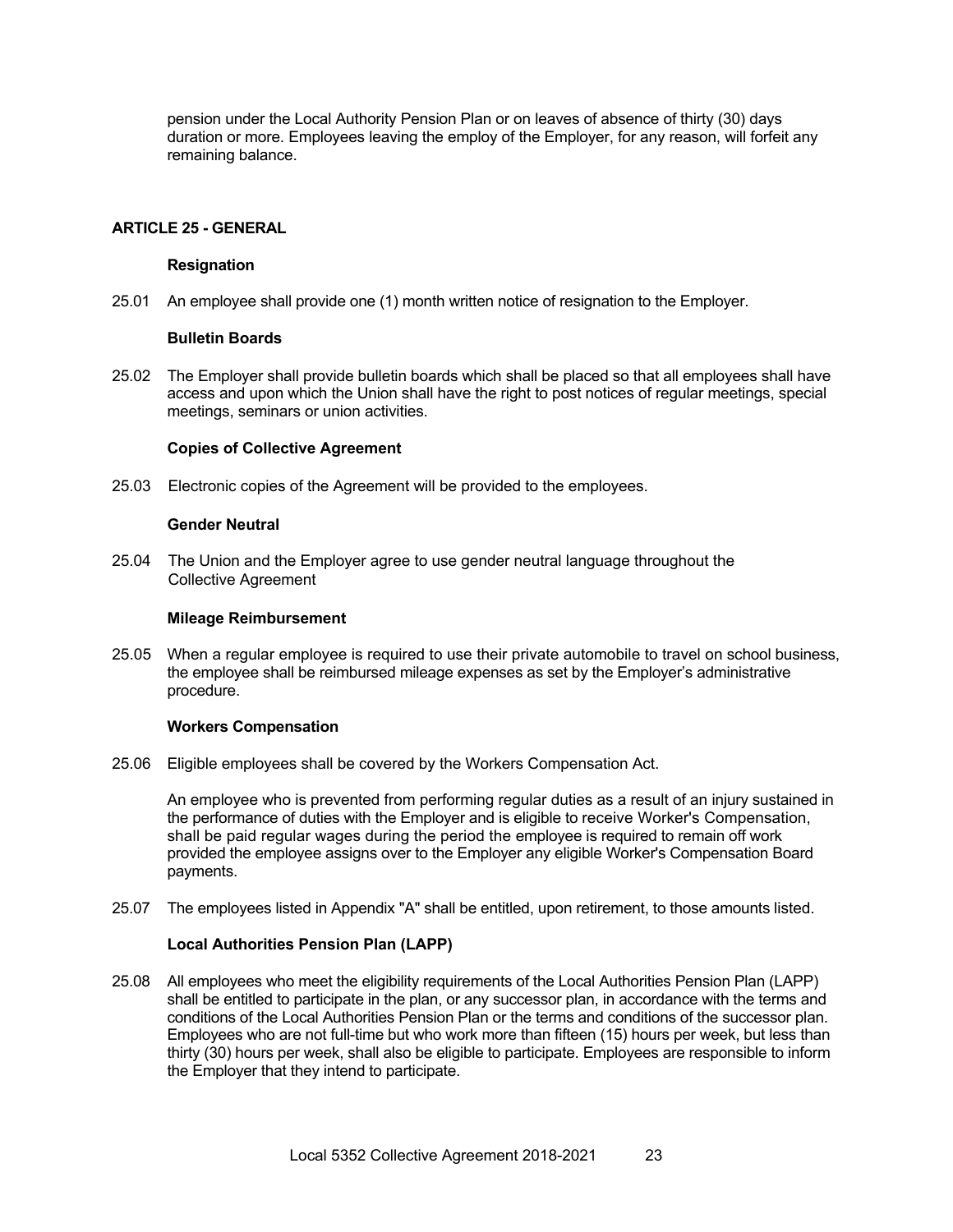pension under the Local Authority Pension Plan or on leaves of absence of thirty (30) days duration or more. Employees leaving the employ of the Employer, for any reason, will forfeit any remaining balance.

## ARTICLE 25 - GENERAL

### Resignation

25.01 An employee shall provide one (1) month written notice of resignation to the Employer.

### Bulletin Boards

25.02 The Employer shall provide bulletin boards which shall be placed so that all employees shall have access and upon which the Union shall have the right to post notices of regular meetings, special meetings, seminars or union activities.

### Copies of Collective Agreement

25.03 Electronic copies of the Agreement will be provided to the employees.

### Gender Neutral

25.04 The Union and the Employer agree to use gender neutral language throughout the Collective Agreement

### Mileage Reimbursement

25.05 When a regular employee is required to use their private automobile to travel on school business, the employee shall be reimbursed mileage expenses as set by the Employer's administrative procedure.

### Workers Compensation

25.06 Eligible employees shall be covered by the Workers Compensation Act.

An employee who is prevented from performing regular duties as a result of an injury sustained in the performance of duties with the Employer and is eligible to receive Worker's Compensation, shall be paid regular wages during the period the employee is required to remain off work provided the employee assigns over to the Employer any eligible Worker's Compensation Board payments.

25.07 The employees listed in Appendix "A" shall be entitled, upon retirement, to those amounts listed.

### Local Authorities Pension Plan (LAPP)

25.08 All employees who meet the eligibility requirements of the Local Authorities Pension Plan (LAPP) shall be entitled to participate in the plan, or any successor plan, in accordance with the terms and conditions of the Local Authorities Pension Plan or the terms and conditions of the successor plan. Employees who are not full-time but who work more than fifteen (15) hours per week, but less than thirty (30) hours per week, shall also be eligible to participate. Employees are responsible to inform the Employer that they intend to participate.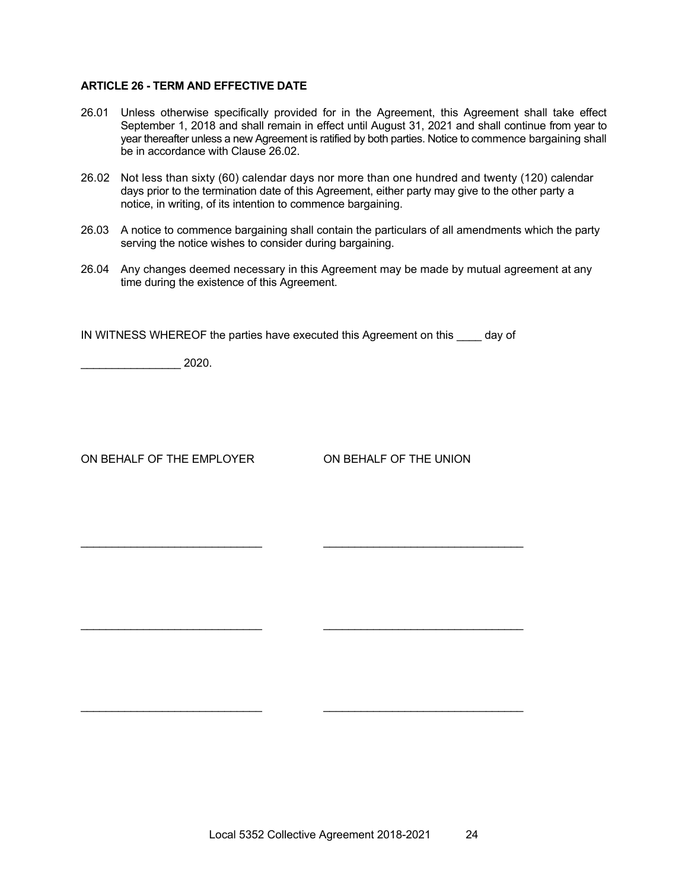**ARTICLE 26 - TERM AND EFFECTIVE DATE**

26.01 Unless otherwise specifically provided for in the Agreement, this Agreement shall take effect September 1, 2018 and shall remain in effect until August 31, 2021 and shall continue from year to year thereafter unless a new Agreement is ratified by both parties. Notice to commence bargaining shall be in accordance with Clause 26.02.

26.02 Not less than sixty (60) calendar days nor more than one hundred and twenty (120) calendar days prior to the termination date of this Agreement, either party may give to the other party a notice, in writing, of its intention to commence bargaining.

26.03 A notice to commence bargaining shall contain the particulars of all amendments which the party serving the notice wishes to consider during bargaining.

26.04 Any changes deemed necessary in this Agreement may be made by mutual agreement at any time during the existence of this Agreement.

IN WITNESS WHEREOF the parties have executed this Agreement on this ____ day of

________________ 2020.

ON BEHALF OF THE EMPLOYER　　　　ON BEHALF OF THE UNION

_____________________________　　　　_______________________________

_____________________________　　　　_______________________________

_____________________________　　　　_______________________________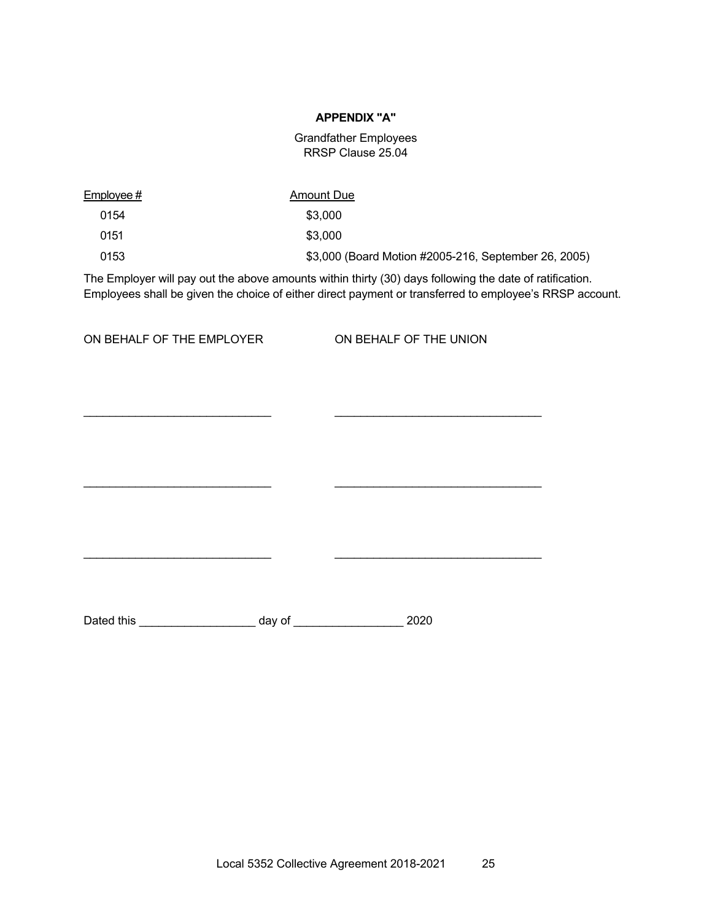## APPENDIX "A"

Grandfather Employees
RRSP Clause 25.04

| Employee # | Amount Due |
|---|---|
| 0154 | $3,000 |
| 0151 | $3,000 |
| 0153 | $3,000 (Board Motion #2005-216, September 26, 2005) |

The Employer will pay out the above amounts within thirty (30) days following the date of ratification. Employees shall be given the choice of either direct payment or transferred to employee's RRSP account.

| ON BEHALF OF THE EMPLOYER | ON BEHALF OF THE UNION |
|---|---|
| ______________________________ | ________________________________ |
| ______________________________ | ________________________________ |
| ______________________________ | ________________________________ |

Dated this __________________ day of _________________ 2020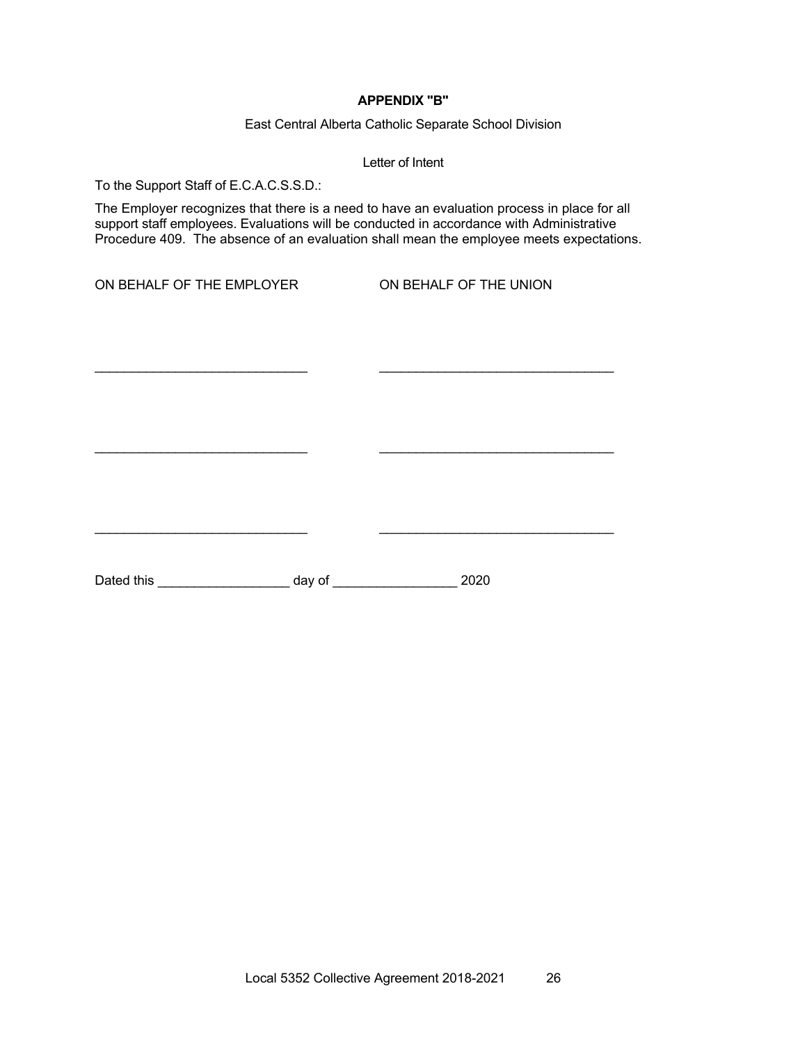## APPENDIX "B"

East Central Alberta Catholic Separate School Division

Letter of Intent

To the Support Staff of E.C.A.C.S.S.D.:

The Employer recognizes that there is a need to have an evaluation process in place for all support staff employees. Evaluations will be conducted in accordance with Administrative Procedure 409. The absence of an evaluation shall mean the employee meets expectations.

| ON BEHALF OF THE EMPLOYER | ON BEHALF OF THE UNION |
|---|---|
| _____________________________ | _______________________________ |
| _____________________________ | _______________________________ |
| _____________________________ | _______________________________ |

Dated this __________________ day of _________________ 2020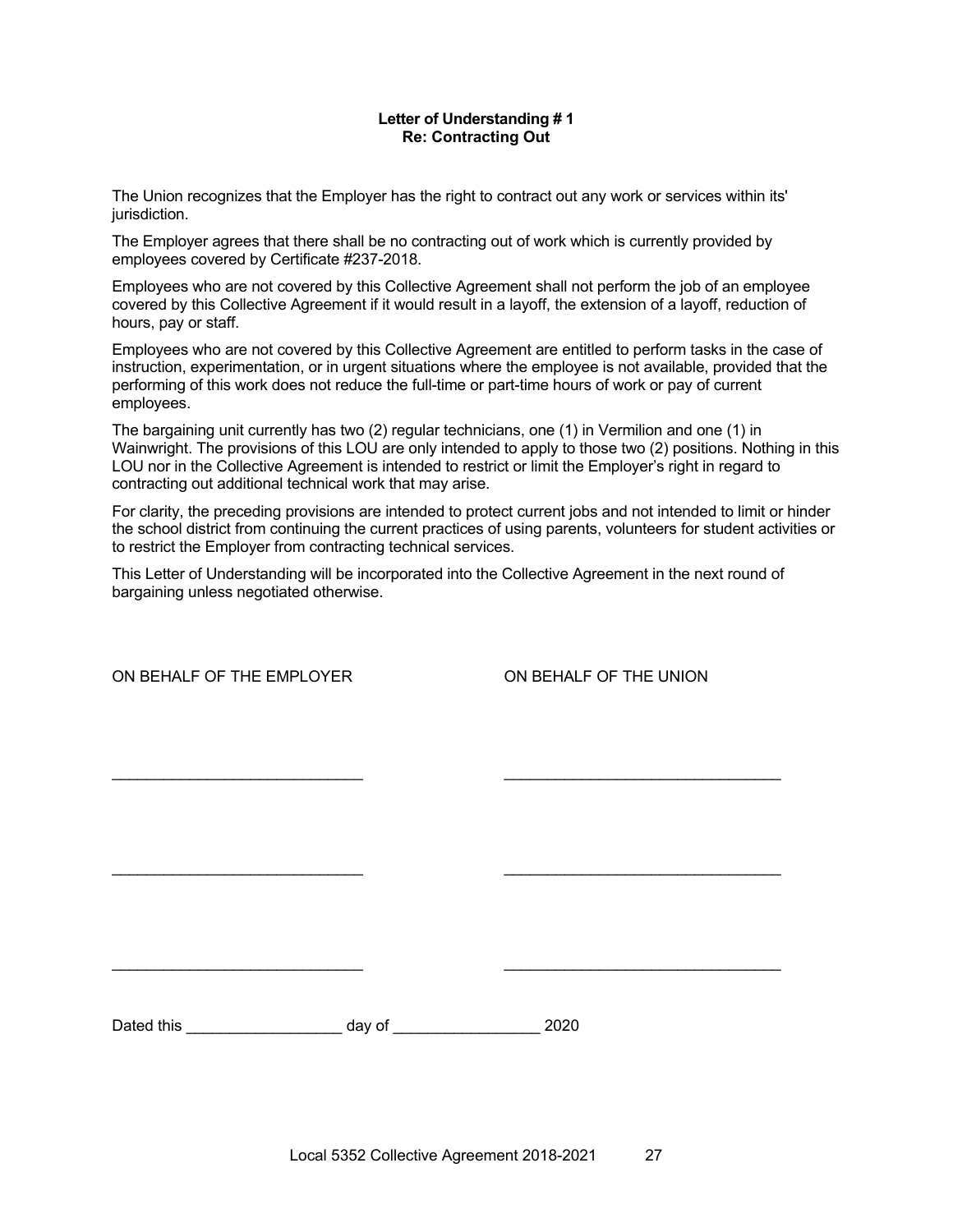**Letter of Understanding # 1**
**Re: Contracting Out**

The Union recognizes that the Employer has the right to contract out any work or services within its' jurisdiction.

The Employer agrees that there shall be no contracting out of work which is currently provided by employees covered by Certificate #237-2018.

Employees who are not covered by this Collective Agreement shall not perform the job of an employee covered by this Collective Agreement if it would result in a layoff, the extension of a layoff, reduction of hours, pay or staff.

Employees who are not covered by this Collective Agreement are entitled to perform tasks in the case of instruction, experimentation, or in urgent situations where the employee is not available, provided that the performing of this work does not reduce the full-time or part-time hours of work or pay of current employees.

The bargaining unit currently has two (2) regular technicians, one (1) in Vermilion and one (1) in Wainwright. The provisions of this LOU are only intended to apply to those two (2) positions. Nothing in this LOU nor in the Collective Agreement is intended to restrict or limit the Employer's right in regard to contracting out additional technical work that may arise.

For clarity, the preceding provisions are intended to protect current jobs and not intended to limit or hinder the school district from continuing the current practices of using parents, volunteers for student activities or to restrict the Employer from contracting technical services.

This Letter of Understanding will be incorporated into the Collective Agreement in the next round of bargaining unless negotiated otherwise.

ON BEHALF OF THE EMPLOYER

______________________________

______________________________

______________________________

ON BEHALF OF THE UNION

________________________________

________________________________

________________________________

Dated this __________________ day of _________________ 2020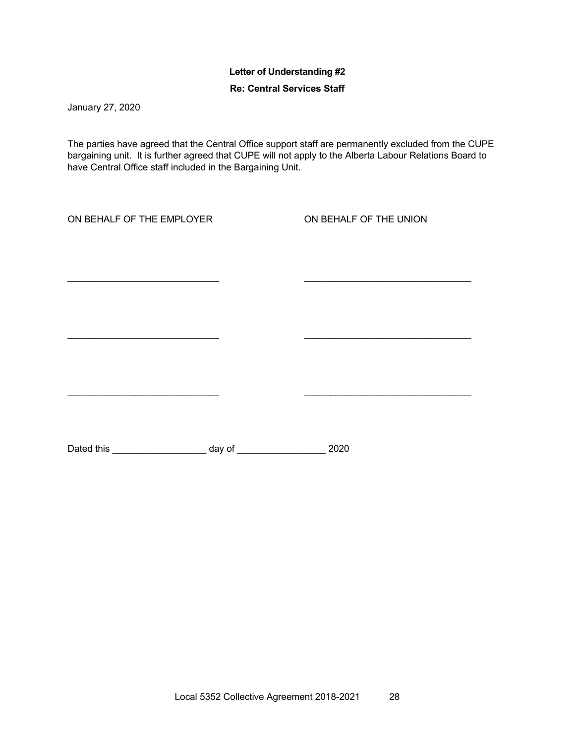**Letter of Understanding #2**

**Re: Central Services Staff**

January 27, 2020

The parties have agreed that the Central Office support staff are permanently excluded from the CUPE bargaining unit. It is further agreed that CUPE will not apply to the Alberta Labour Relations Board to have Central Office staff included in the Bargaining Unit.

| ON BEHALF OF THE EMPLOYER | ON BEHALF OF THE UNION |
|---|---|
| ______________________________ | ______________________________ |
| ______________________________ | ______________________________ |
| ______________________________ | ______________________________ |

Dated this __________________ day of _________________ 2020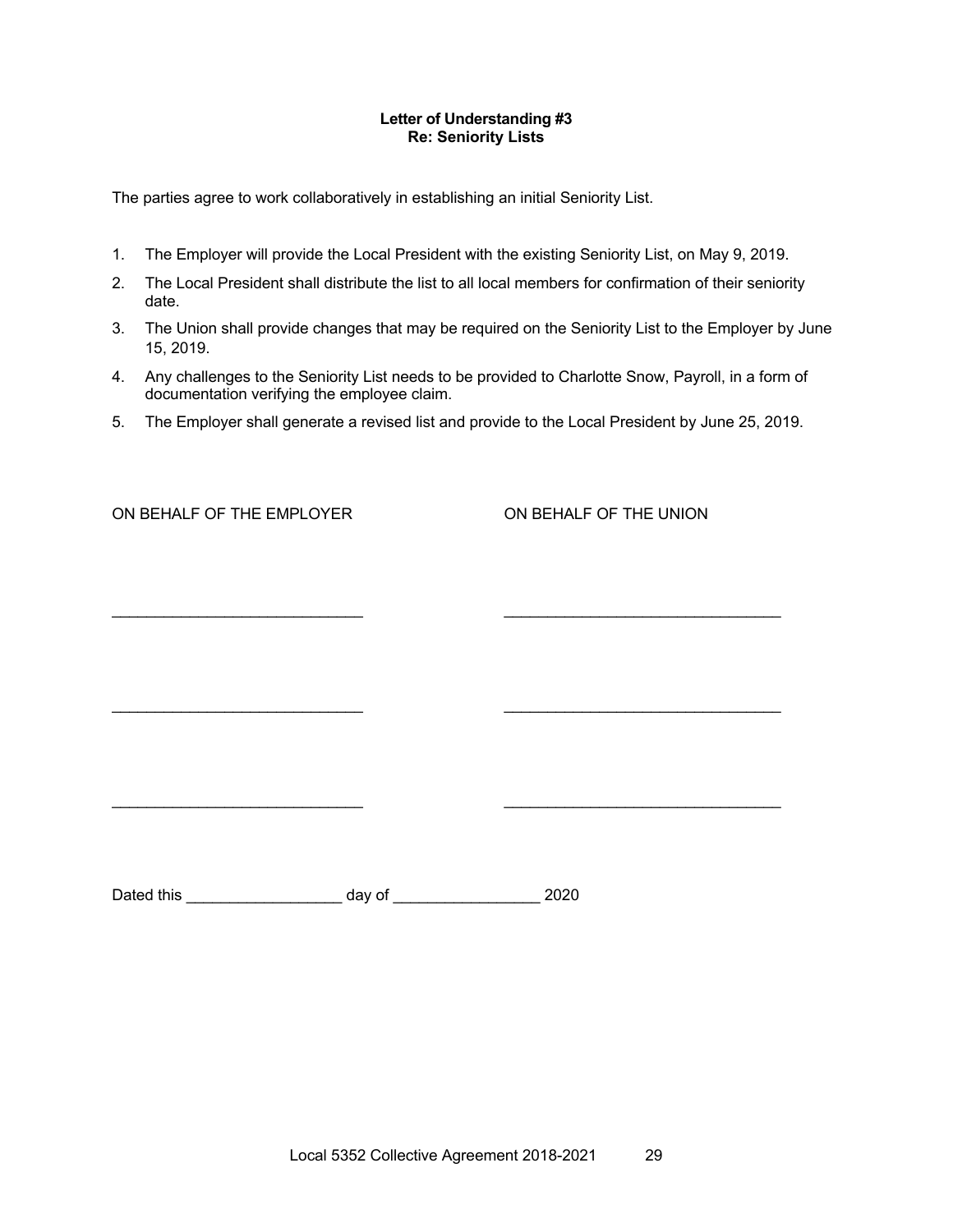**Letter of Understanding #3**
**Re: Seniority Lists**

The parties agree to work collaboratively in establishing an initial Seniority List.

1. The Employer will provide the Local President with the existing Seniority List, on May 9, 2019.
2. The Local President shall distribute the list to all local members for confirmation of their seniority date.
3. The Union shall provide changes that may be required on the Seniority List to the Employer by June 15, 2019.
4. Any challenges to the Seniority List needs to be provided to Charlotte Snow, Payroll, in a form of documentation verifying the employee claim.
5. The Employer shall generate a revised list and provide to the Local President by June 25, 2019.

| ON BEHALF OF THE EMPLOYER | ON BEHALF OF THE UNION |
|---|---|
| _____________________________ | ________________________________ |
| _____________________________ | ________________________________ |
| _____________________________ | ________________________________ |

Dated this __________________ day of _________________ 2020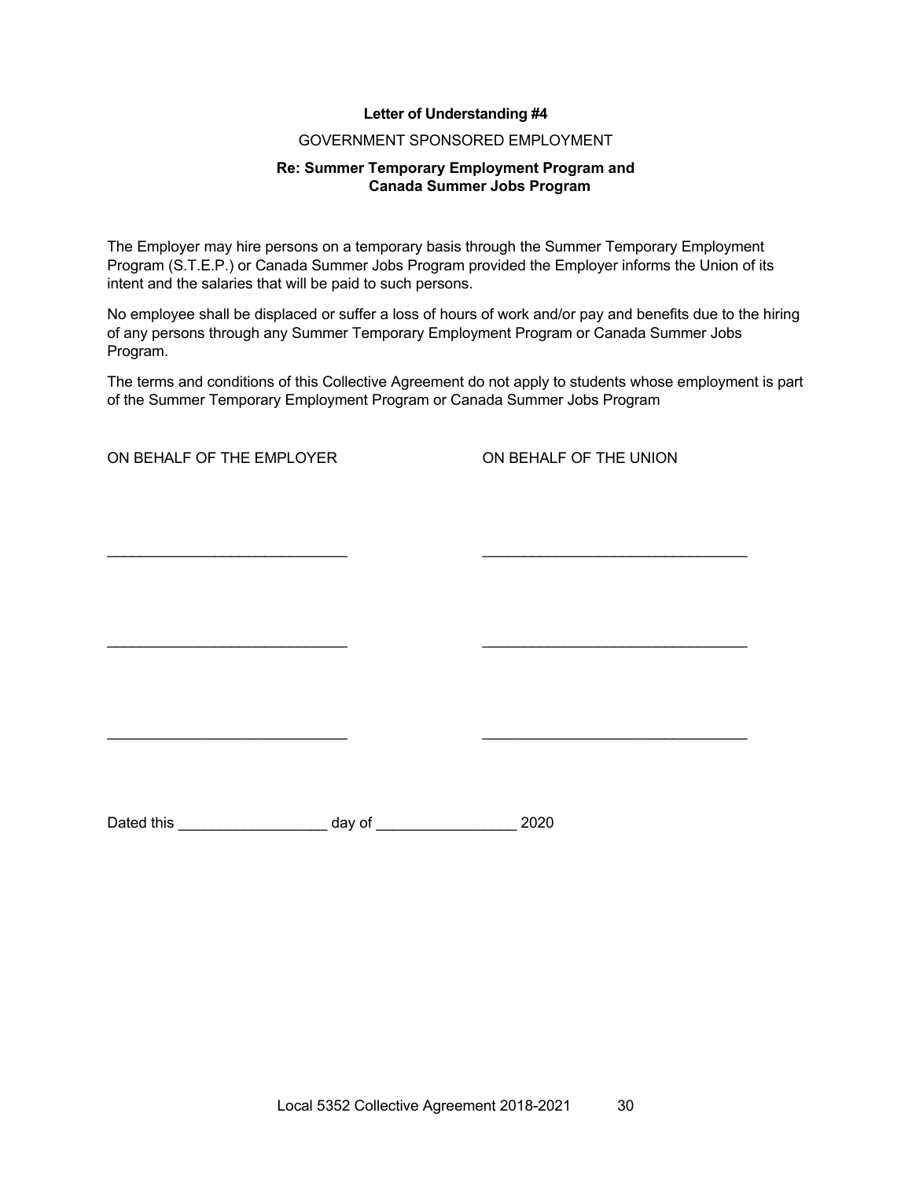**Letter of Understanding #4**

GOVERNMENT SPONSORED EMPLOYMENT

**Re: Summer Temporary Employment Program and Canada Summer Jobs Program**

The Employer may hire persons on a temporary basis through the Summer Temporary Employment Program (S.T.E.P.) or Canada Summer Jobs Program provided the Employer informs the Union of its intent and the salaries that will be paid to such persons.

No employee shall be displaced or suffer a loss of hours of work and/or pay and benefits due to the hiring of any persons through any Summer Temporary Employment Program or Canada Summer Jobs Program.

The terms and conditions of this Collective Agreement do not apply to students whose employment is part of the Summer Temporary Employment Program or Canada Summer Jobs Program

| ON BEHALF OF THE EMPLOYER | ON BEHALF OF THE UNION |
| --- | --- |
| _____________________________ | ________________________________ |
| _____________________________ | ________________________________ |
| _____________________________ | ________________________________ |

Dated this __________________ day of _________________ 2020